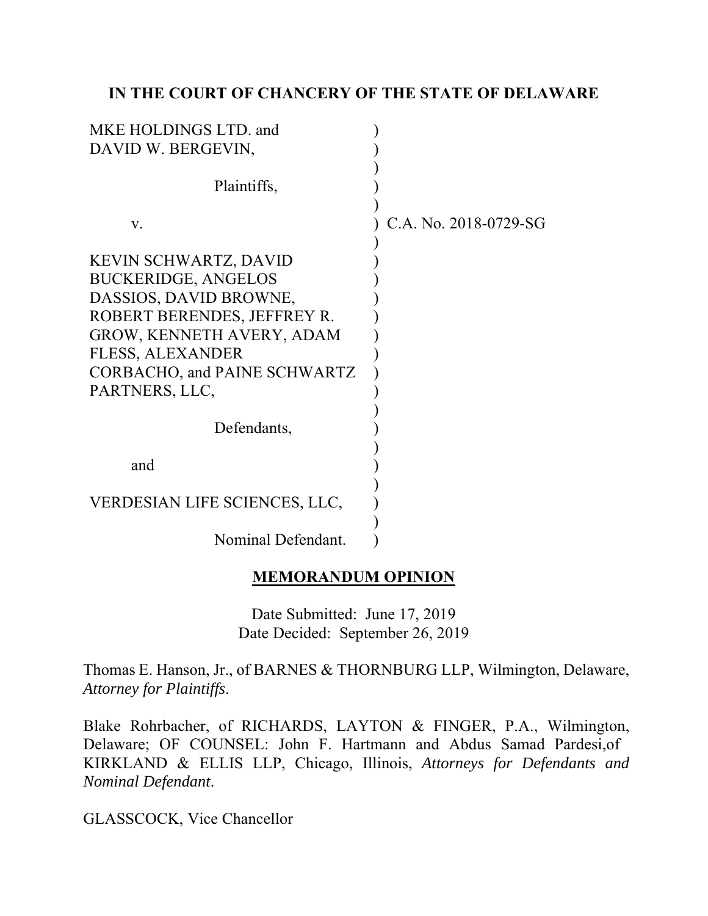**IN THE COURT OF CHANCERY OF THE STATE OF DELAWARE**

MKE HOLDINGS LTD. and DAVID W. BERGEVIN,

Plaintiffs,

v.

KEVIN SCHWARTZ, DAVID BUCKERIDGE, ANGELOS DASSIOS, DAVID BROWNE, ROBERT BERENDES, JEFFREY R. GROW, KENNETH AVERY, ADAM FLESS, ALEXANDER CORBACHO, and PAINE SCHWARTZ PARTNERS, LLC,

Defendants,

and

VERDESIAN LIFE SCIENCES, LLC,

Nominal Defendant.

C.A. No. 2018-0729-SG

**MEMORANDUM OPINION**

Date Submitted: June 17, 2019
Date Decided: September 26, 2019

Thomas E. Hanson, Jr., of BARNES & THORNBURG LLP, Wilmington, Delaware, *Attorney for Plaintiffs*.

Blake Rohrbacher, of RICHARDS, LAYTON & FINGER, P.A., Wilmington, Delaware; OF COUNSEL: John F. Hartmann and Abdus Samad Pardesi, of KIRKLAND & ELLIS LLP, Chicago, Illinois, *Attorneys for Defendants and Nominal Defendant*.

GLASSCOCK, Vice Chancellor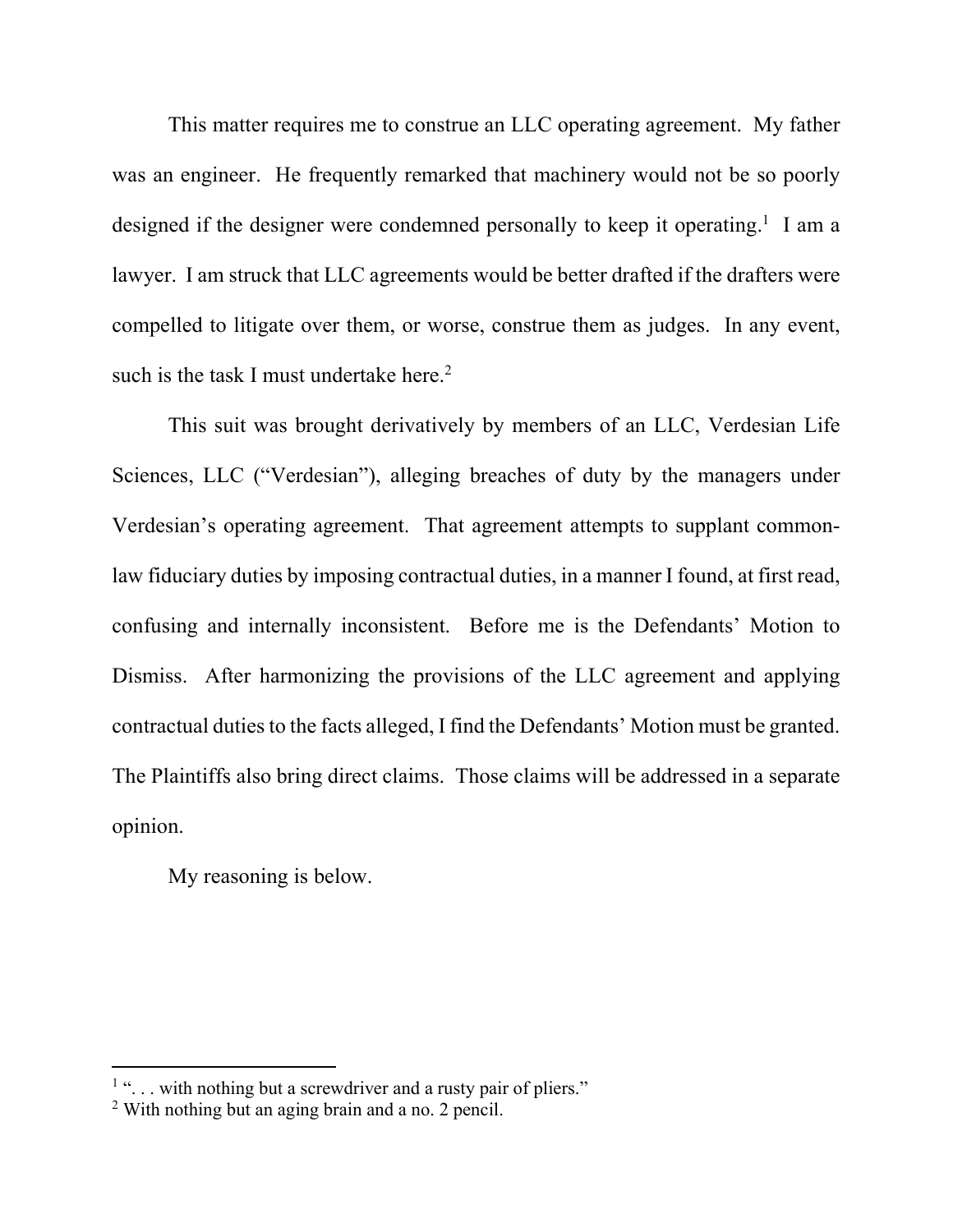This matter requires me to construe an LLC operating agreement. My father was an engineer. He frequently remarked that machinery would not be so poorly designed if the designer were condemned personally to keep it operating.[1] I am a lawyer. I am struck that LLC agreements would be better drafted if the drafters were compelled to litigate over them, or worse, construe them as judges. In any event, such is the task I must undertake here.[2]

This suit was brought derivatively by members of an LLC, Verdesian Life Sciences, LLC ("Verdesian"), alleging breaches of duty by the managers under Verdesian's operating agreement. That agreement attempts to supplant common-law fiduciary duties by imposing contractual duties, in a manner I found, at first read, confusing and internally inconsistent. Before me is the Defendants' Motion to Dismiss. After harmonizing the provisions of the LLC agreement and applying contractual duties to the facts alleged, I find the Defendants' Motion must be granted. The Plaintiffs also bring direct claims. Those claims will be addressed in a separate opinion.

My reasoning is below.

---

[1] ". . . with nothing but a screwdriver and a rusty pair of pliers."

[2] With nothing but an aging brain and a no. 2 pencil.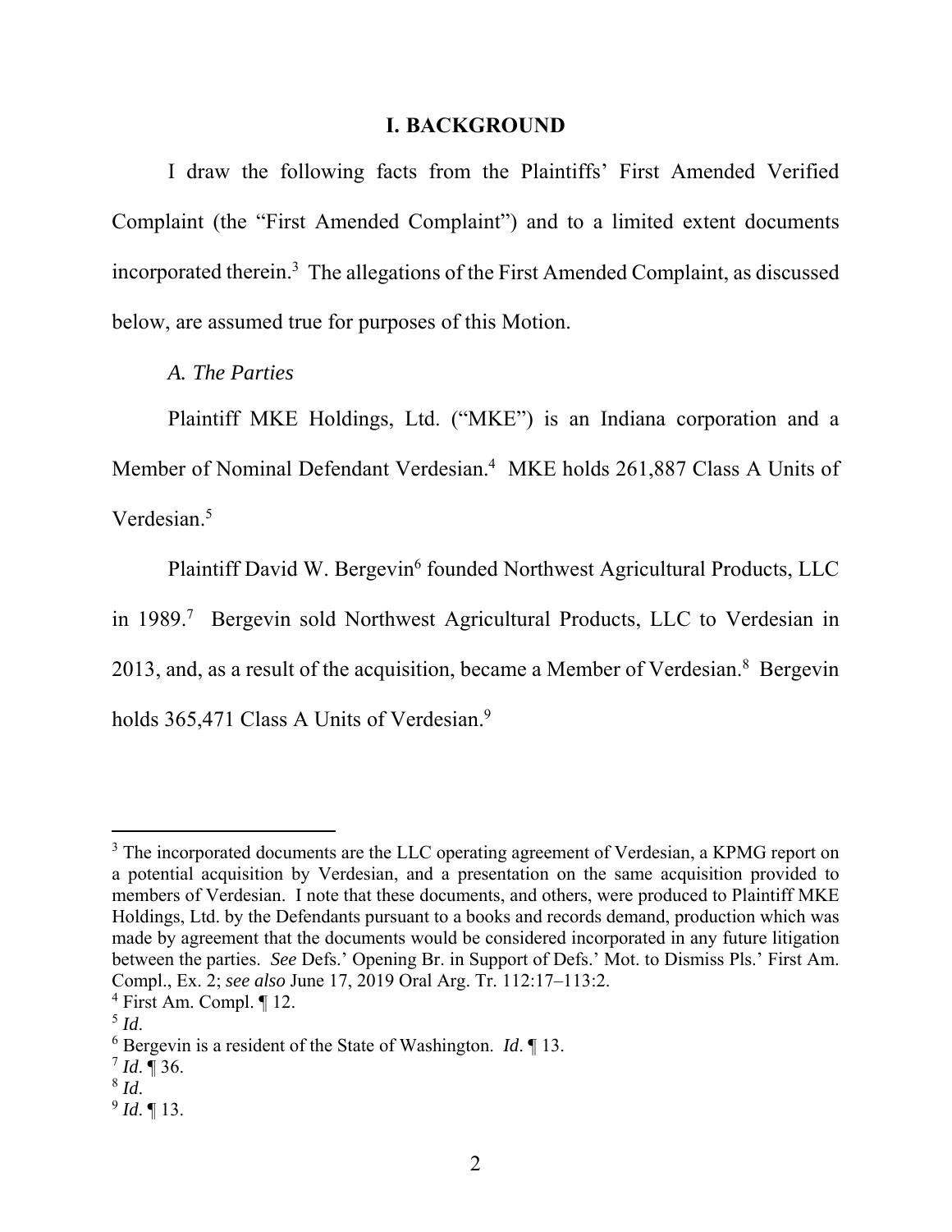# I. BACKGROUND

I draw the following facts from the Plaintiffs' First Amended Verified Complaint (the "First Amended Complaint") and to a limited extent documents incorporated therein.[3] The allegations of the First Amended Complaint, as discussed below, are assumed true for purposes of this Motion.

## *A. The Parties*

Plaintiff MKE Holdings, Ltd. ("MKE") is an Indiana corporation and a Member of Nominal Defendant Verdesian.[4] MKE holds 261,887 Class A Units of Verdesian.[5]

Plaintiff David W. Bergevin[6] founded Northwest Agricultural Products, LLC in 1989.[7] Bergevin sold Northwest Agricultural Products, LLC to Verdesian in 2013, and, as a result of the acquisition, became a Member of Verdesian.[8] Bergevin holds 365,471 Class A Units of Verdesian.[9]

---

[3] The incorporated documents are the LLC operating agreement of Verdesian, a KPMG report on a potential acquisition by Verdesian, and a presentation on the same acquisition provided to members of Verdesian. I note that these documents, and others, were produced to Plaintiff MKE Holdings, Ltd. by the Defendants pursuant to a books and records demand, production which was made by agreement that the documents would be considered incorporated in any future litigation between the parties. *See* Defs.' Opening Br. in Support of Defs.' Mot. to Dismiss Pls.' First Am. Compl., Ex. 2; *see also* June 17, 2019 Oral Arg. Tr. 112:17–113:2.

[4] First Am. Compl. ¶ 12.

[5] *Id*.

[6] Bergevin is a resident of the State of Washington. *Id*. ¶ 13.

[7] *Id*. ¶ 36.

[8] *Id*.

[9] *Id*. ¶ 13.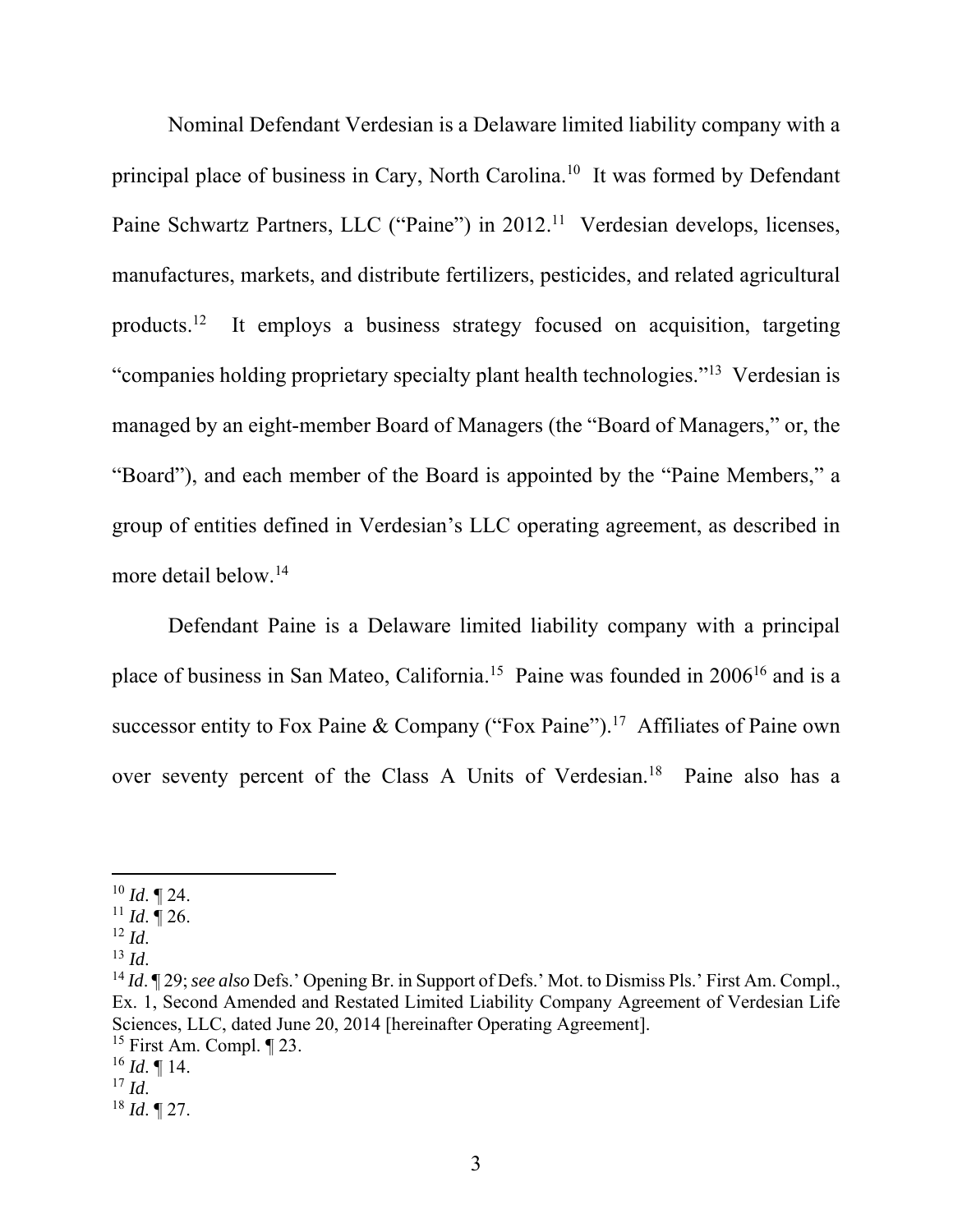Nominal Defendant Verdesian is a Delaware limited liability company with a principal place of business in Cary, North Carolina.[10] It was formed by Defendant Paine Schwartz Partners, LLC ("Paine") in 2012.[11] Verdesian develops, licenses, manufactures, markets, and distribute fertilizers, pesticides, and related agricultural products.[12] It employs a business strategy focused on acquisition, targeting "companies holding proprietary specialty plant health technologies."[13] Verdesian is managed by an eight-member Board of Managers (the "Board of Managers," or, the "Board"), and each member of the Board is appointed by the "Paine Members," a group of entities defined in Verdesian's LLC operating agreement, as described in more detail below.[14]

Defendant Paine is a Delaware limited liability company with a principal place of business in San Mateo, California.[15] Paine was founded in 2006[16] and is a successor entity to Fox Paine & Company ("Fox Paine").[17] Affiliates of Paine own over seventy percent of the Class A Units of Verdesian.[18] Paine also has a

---

[10] *Id*. ¶ 24.
[11] *Id*. ¶ 26.
[12] *Id*.
[13] *Id*.
[14] *Id*. ¶ 29; *see also* Defs.' Opening Br. in Support of Defs.' Mot. to Dismiss Pls.' First Am. Compl., Ex. 1, Second Amended and Restated Limited Liability Company Agreement of Verdesian Life Sciences, LLC, dated June 20, 2014 [hereinafter Operating Agreement].
[15] First Am. Compl. ¶ 23.
[16] *Id*. ¶ 14.
[17] *Id*.
[18] *Id*. ¶ 27.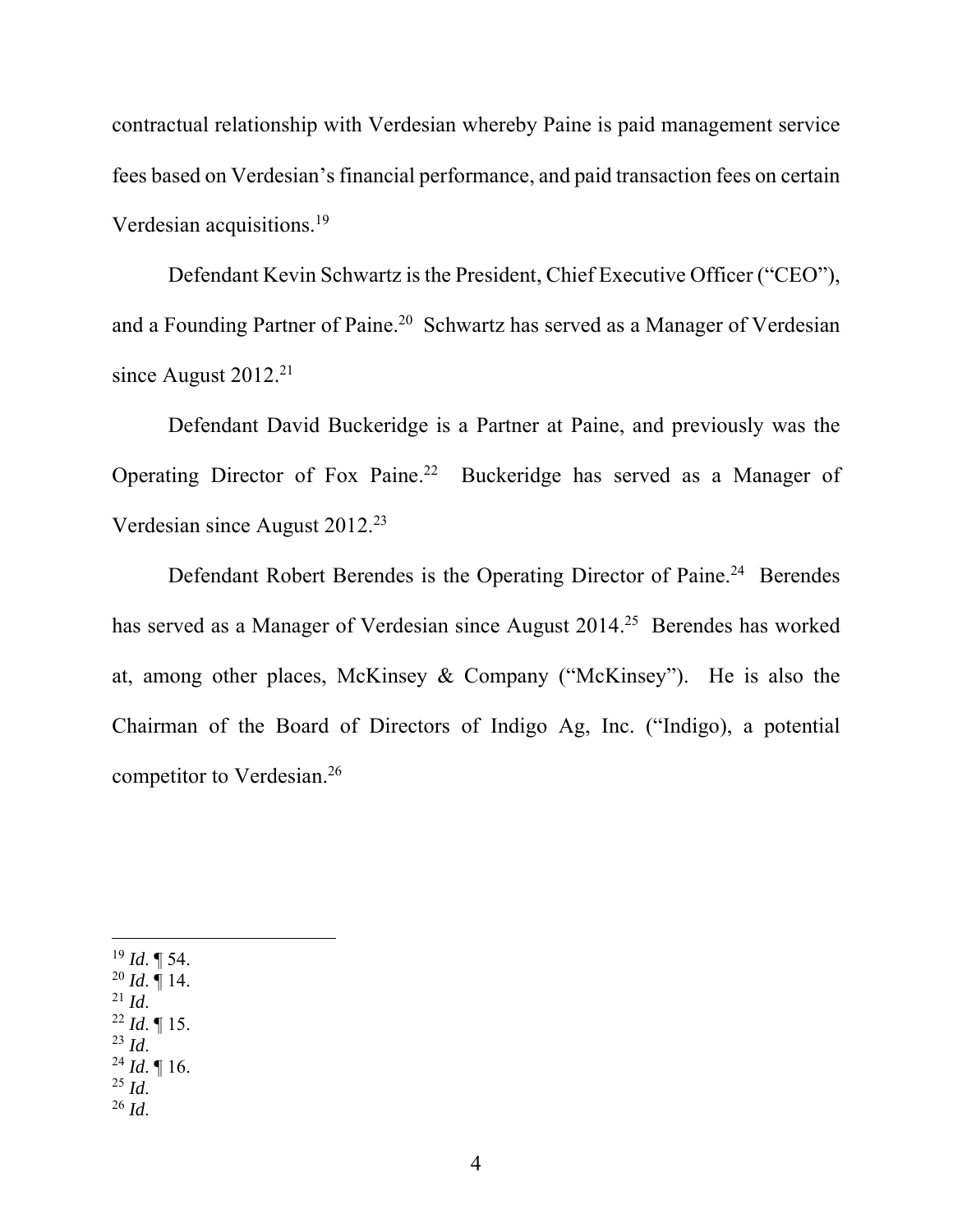contractual relationship with Verdesian whereby Paine is paid management service fees based on Verdesian's financial performance, and paid transaction fees on certain Verdesian acquisitions.[19]

Defendant Kevin Schwartz is the President, Chief Executive Officer ("CEO"), and a Founding Partner of Paine.[20] Schwartz has served as a Manager of Verdesian since August 2012.[21]

Defendant David Buckeridge is a Partner at Paine, and previously was the Operating Director of Fox Paine.[22] Buckeridge has served as a Manager of Verdesian since August 2012.[23]

Defendant Robert Berendes is the Operating Director of Paine.[24] Berendes has served as a Manager of Verdesian since August 2014.[25] Berendes has worked at, among other places, McKinsey & Company ("McKinsey"). He is also the Chairman of the Board of Directors of Indigo Ag, Inc. ("Indigo), a potential competitor to Verdesian.[26]

---

[19] *Id*. ¶ 54.
[20] *Id*. ¶ 14.
[21] *Id*.
[22] *Id*. ¶ 15.
[23] *Id*.
[24] *Id*. ¶ 16.
[25] *Id*.
[26] *Id*.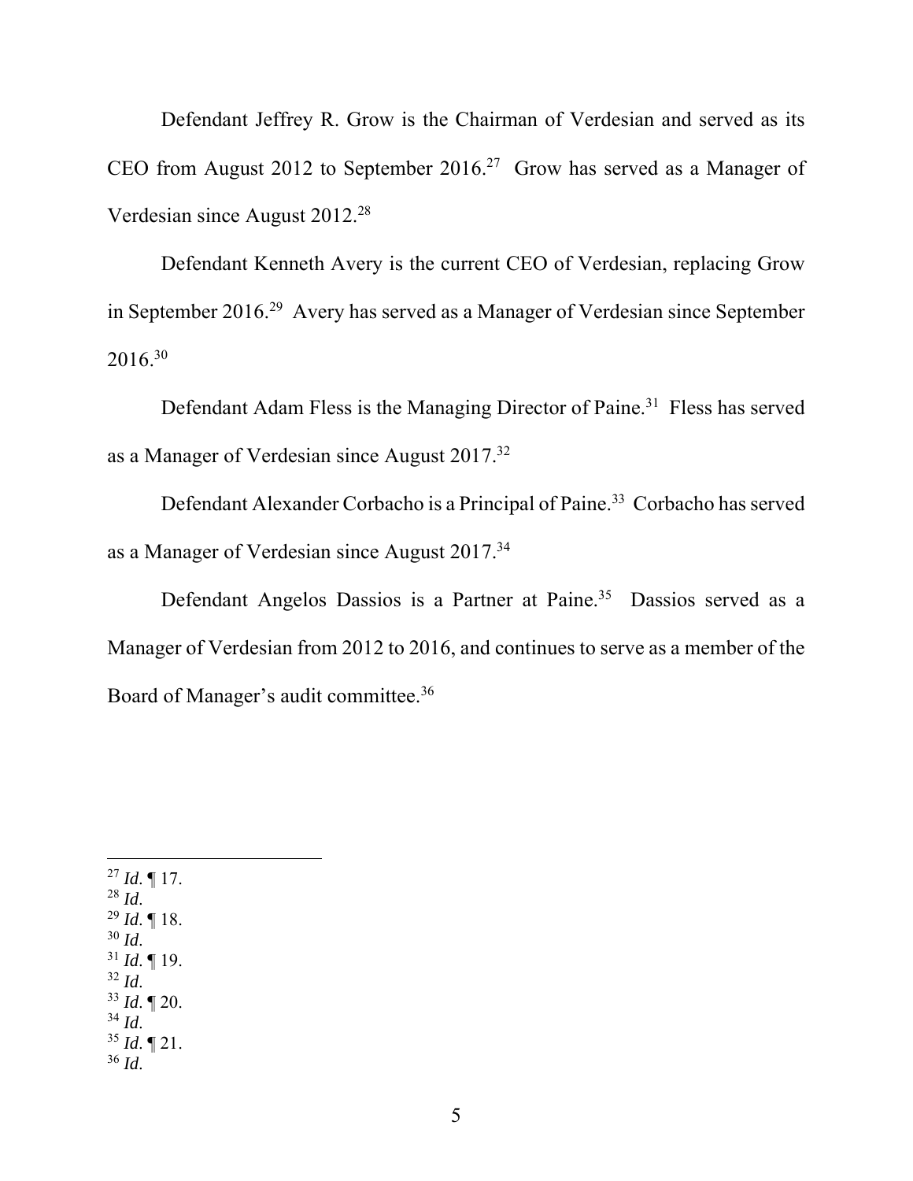Defendant Jeffrey R. Grow is the Chairman of Verdesian and served as its CEO from August 2012 to September 2016.[27] Grow has served as a Manager of Verdesian since August 2012.[28]

Defendant Kenneth Avery is the current CEO of Verdesian, replacing Grow in September 2016.[29] Avery has served as a Manager of Verdesian since September 2016.[30]

Defendant Adam Fless is the Managing Director of Paine.[31] Fless has served as a Manager of Verdesian since August 2017.[32]

Defendant Alexander Corbacho is a Principal of Paine.[33] Corbacho has served as a Manager of Verdesian since August 2017.[34]

Defendant Angelos Dassios is a Partner at Paine.[35] Dassios served as a Manager of Verdesian from 2012 to 2016, and continues to serve as a member of the Board of Manager's audit committee.[36]

---

[27] *Id*. ¶ 17.
[28] *Id*.
[29] *Id*. ¶ 18.
[30] *Id*.
[31] *Id*. ¶ 19.
[32] *Id*.
[33] *Id*. ¶ 20.
[34] *Id*.
[35] *Id*. ¶ 21.
[36] *Id*.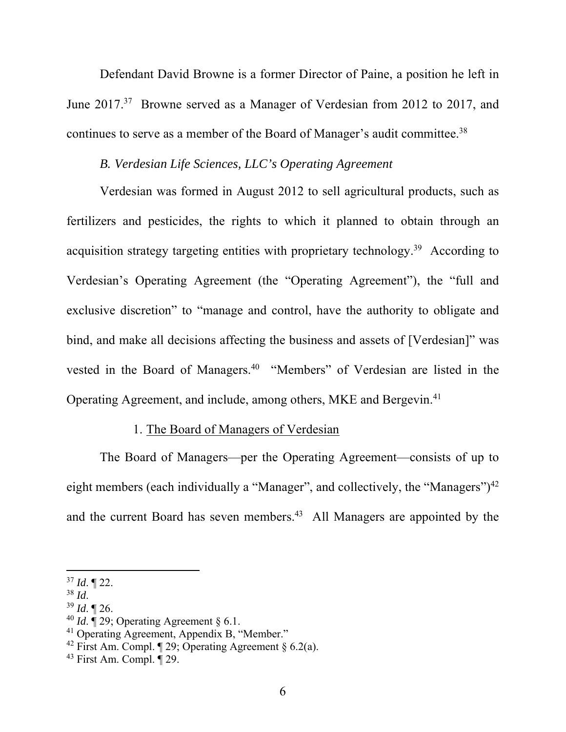Defendant David Browne is a former Director of Paine, a position he left in June 2017.[37] Browne served as a Manager of Verdesian from 2012 to 2017, and continues to serve as a member of the Board of Manager's audit committee.[38]

*B. Verdesian Life Sciences, LLC's Operating Agreement*

Verdesian was formed in August 2012 to sell agricultural products, such as fertilizers and pesticides, the rights to which it planned to obtain through an acquisition strategy targeting entities with proprietary technology.[39] According to Verdesian's Operating Agreement (the "Operating Agreement"), the "full and exclusive discretion" to "manage and control, have the authority to obligate and bind, and make all decisions affecting the business and assets of [Verdesian]" was vested in the Board of Managers.[40] "Members" of Verdesian are listed in the Operating Agreement, and include, among others, MKE and Bergevin.[41]

1. <u>The Board of Managers of Verdesian</u>

The Board of Managers—per the Operating Agreement—consists of up to eight members (each individually a "Manager", and collectively, the "Managers")[42] and the current Board has seven members.[43] All Managers are appointed by the

---

[37] *Id*. ¶ 22.

[38] *Id*.

[39] *Id*. ¶ 26.

[40] *Id*. ¶ 29; Operating Agreement § 6.1.

[41] Operating Agreement, Appendix B, "Member."

[42] First Am. Compl. ¶ 29; Operating Agreement § 6.2(a).

[43] First Am. Compl. ¶ 29.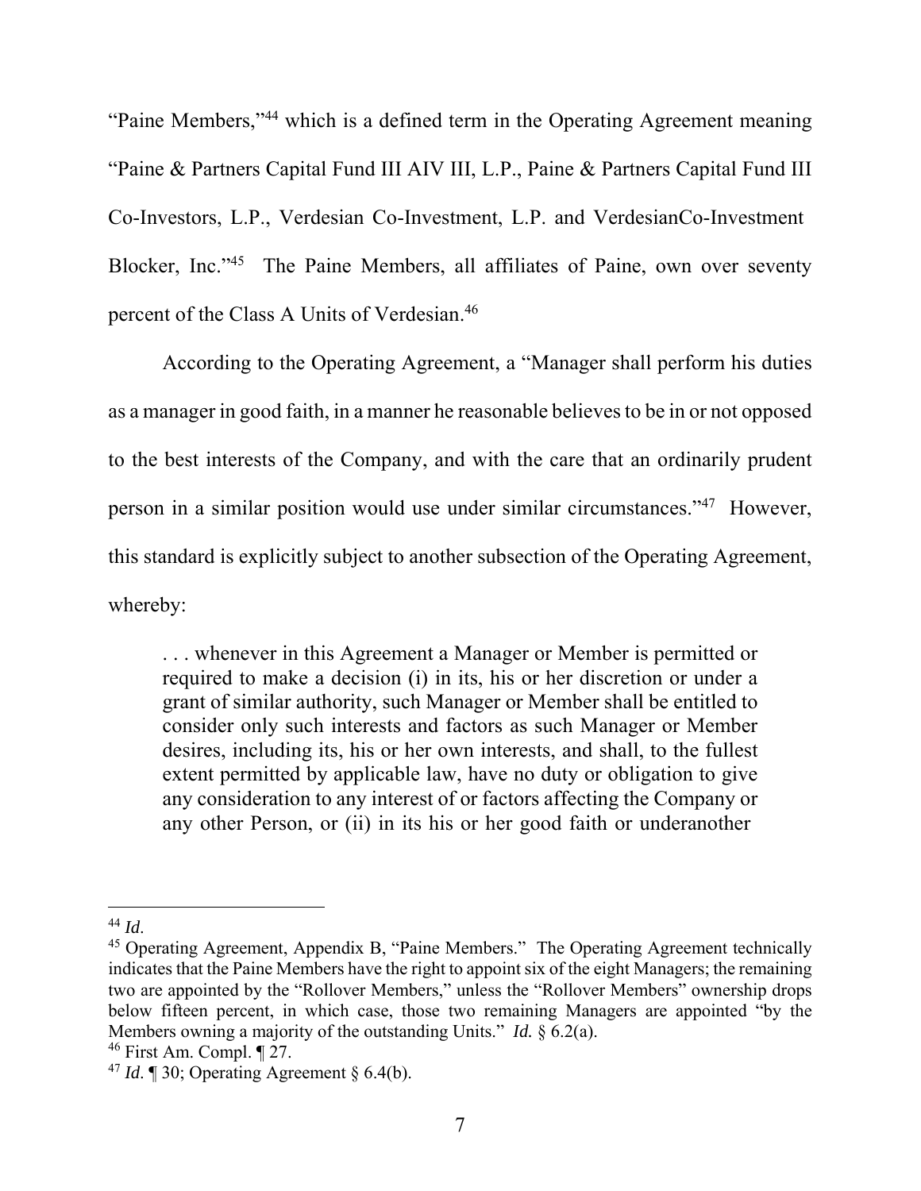"Paine Members,"[44] which is a defined term in the Operating Agreement meaning "Paine & Partners Capital Fund III AIV III, L.P., Paine & Partners Capital Fund III Co-Investors, L.P., Verdesian Co-Investment, L.P. and VerdesianCo-Investment Blocker, Inc."[45] The Paine Members, all affiliates of Paine, own over seventy percent of the Class A Units of Verdesian.[46]

According to the Operating Agreement, a "Manager shall perform his duties as a manager in good faith, in a manner he reasonable believes to be in or not opposed to the best interests of the Company, and with the care that an ordinarily prudent person in a similar position would use under similar circumstances."[47] However, this standard is explicitly subject to another subsection of the Operating Agreement, whereby:

> . . . whenever in this Agreement a Manager or Member is permitted or required to make a decision (i) in its, his or her discretion or under a grant of similar authority, such Manager or Member shall be entitled to consider only such interests and factors as such Manager or Member desires, including its, his or her own interests, and shall, to the fullest extent permitted by applicable law, have no duty or obligation to give any consideration to any interest of or factors affecting the Company or any other Person, or (ii) in its his or her good faith or underanother

---

[44] *Id*.

[45] Operating Agreement, Appendix B, "Paine Members." The Operating Agreement technically indicates that the Paine Members have the right to appoint six of the eight Managers; the remaining two are appointed by the "Rollover Members," unless the "Rollover Members" ownership drops below fifteen percent, in which case, those two remaining Managers are appointed "by the Members owning a majority of the outstanding Units." *Id.* § 6.2(a).

[46] First Am. Compl. ¶ 27.

[47] *Id*. ¶ 30; Operating Agreement § 6.4(b).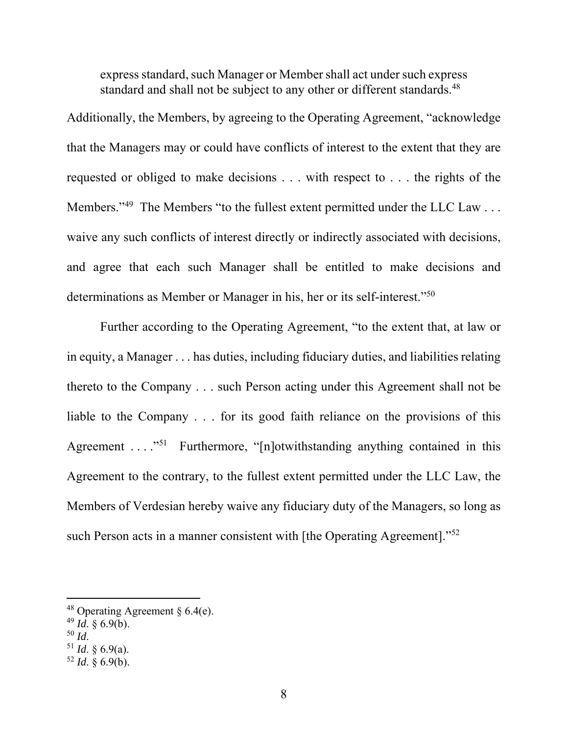express standard, such Manager or Member shall act under such express standard and shall not be subject to any other or different standards.[48]

Additionally, the Members, by agreeing to the Operating Agreement, "acknowledge that the Managers may or could have conflicts of interest to the extent that they are requested or obliged to make decisions . . . with respect to . . . the rights of the Members."[49] The Members "to the fullest extent permitted under the LLC Law . . . waive any such conflicts of interest directly or indirectly associated with decisions, and agree that each such Manager shall be entitled to make decisions and determinations as Member or Manager in his, her or its self-interest."[50]

Further according to the Operating Agreement, "to the extent that, at law or in equity, a Manager . . . has duties, including fiduciary duties, and liabilities relating thereto to the Company . . . such Person acting under this Agreement shall not be liable to the Company . . . for its good faith reliance on the provisions of this Agreement . . . ."[51] Furthermore, "[n]otwithstanding anything contained in this Agreement to the contrary, to the fullest extent permitted under the LLC Law, the Members of Verdesian hereby waive any fiduciary duty of the Managers, so long as such Person acts in a manner consistent with [the Operating Agreement]."[52]

---

[48] Operating Agreement § 6.4(e).

[49] *Id*. § 6.9(b).

[50] *Id*.

[51] *Id*. § 6.9(a).

[52] *Id*. § 6.9(b).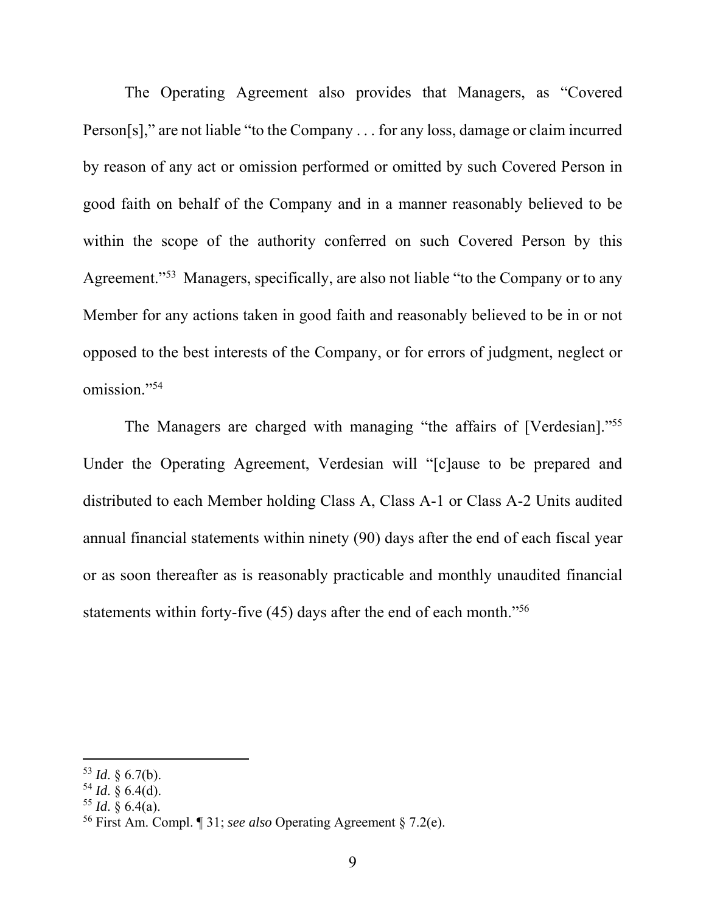The Operating Agreement also provides that Managers, as "Covered Person[s]," are not liable "to the Company . . . for any loss, damage or claim incurred by reason of any act or omission performed or omitted by such Covered Person in good faith on behalf of the Company and in a manner reasonably believed to be within the scope of the authority conferred on such Covered Person by this Agreement."[53] Managers, specifically, are also not liable "to the Company or to any Member for any actions taken in good faith and reasonably believed to be in or not opposed to the best interests of the Company, or for errors of judgment, neglect or omission."[54]

The Managers are charged with managing "the affairs of [Verdesian]."[55] Under the Operating Agreement, Verdesian will "[c]ause to be prepared and distributed to each Member holding Class A, Class A-1 or Class A-2 Units audited annual financial statements within ninety (90) days after the end of each fiscal year or as soon thereafter as is reasonably practicable and monthly unaudited financial statements within forty-five (45) days after the end of each month."[56]

---

[53] *Id*. § 6.7(b).

[54] *Id*. § 6.4(d).

[55] *Id*. § 6.4(a).

[56] First Am. Compl. ¶ 31; *see also* Operating Agreement § 7.2(e).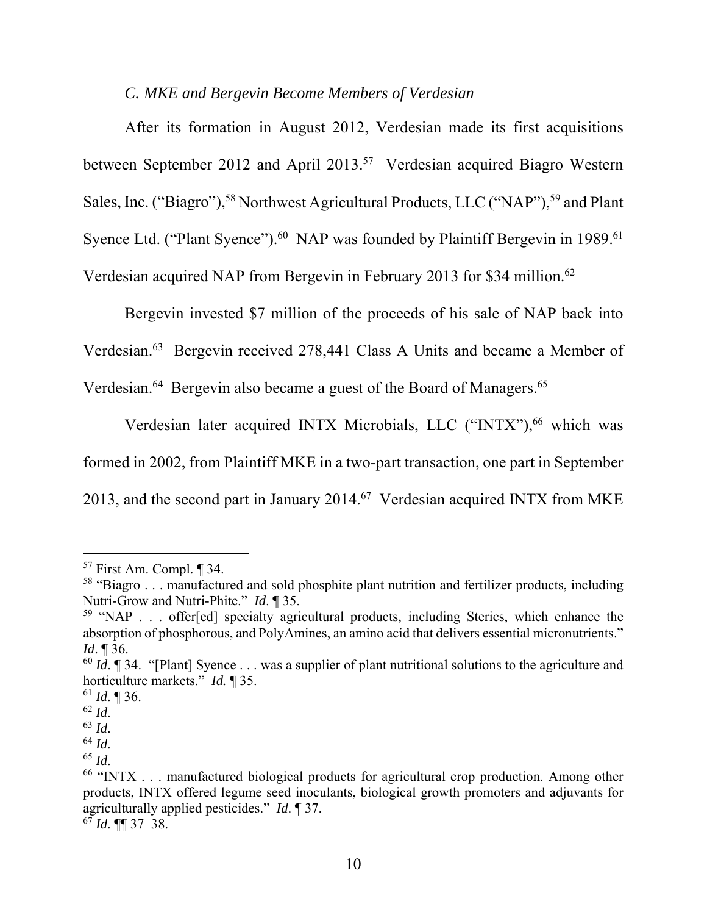### *C. MKE and Bergevin Become Members of Verdesian*

After its formation in August 2012, Verdesian made its first acquisitions between September 2012 and April 2013.[57] Verdesian acquired Biagro Western Sales, Inc. ("Biagro"),[58] Northwest Agricultural Products, LLC ("NAP"),[59] and Plant Syence Ltd. ("Plant Syence").[60] NAP was founded by Plaintiff Bergevin in 1989.[61] Verdesian acquired NAP from Bergevin in February 2013 for $34 million.[62]

Bergevin invested $7 million of the proceeds of his sale of NAP back into Verdesian.[63] Bergevin received 278,441 Class A Units and became a Member of Verdesian.[64] Bergevin also became a guest of the Board of Managers.[65]

Verdesian later acquired INTX Microbials, LLC ("INTX"),[66] which was formed in 2002, from Plaintiff MKE in a two-part transaction, one part in September 2013, and the second part in January 2014.[67] Verdesian acquired INTX from MKE

---

[57] First Am. Compl. ¶ 34.

[58] "Biagro . . . manufactured and sold phosphite plant nutrition and fertilizer products, including Nutri-Grow and Nutri-Phite." *Id*. ¶ 35.

[59] "NAP . . . offer[ed] specialty agricultural products, including Sterics, which enhance the absorption of phosphorous, and PolyAmines, an amino acid that delivers essential micronutrients." *Id*. ¶ 36.

[60] *Id*. ¶ 34. "[Plant] Syence . . . was a supplier of plant nutritional solutions to the agriculture and horticulture markets." *Id.* ¶ 35.

[61] *Id*. ¶ 36.

[62] *Id*.

[63] *Id*.

[64] *Id*.

[65] *Id*.

[66] "INTX . . . manufactured biological products for agricultural crop production. Among other products, INTX offered legume seed inoculants, biological growth promoters and adjuvants for agriculturally applied pesticides." *Id*. ¶ 37.

[67] *Id*. ¶¶ 37–38.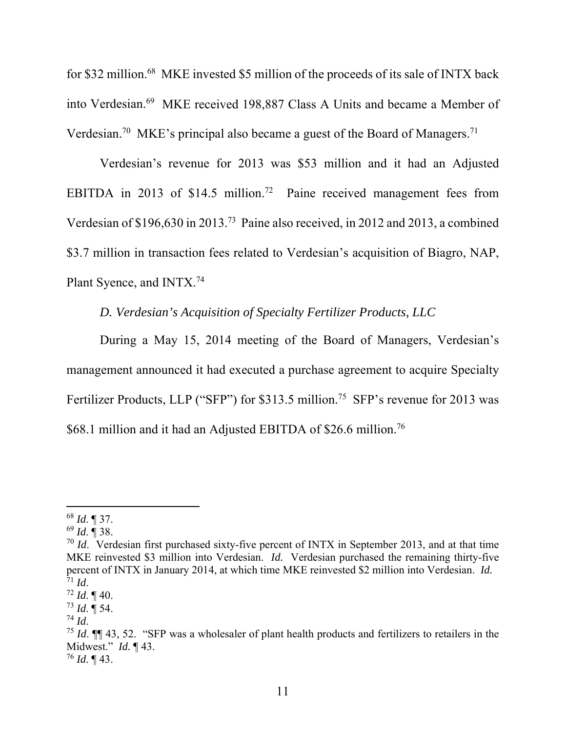for $32 million.[68] MKE invested $5 million of the proceeds of its sale of INTX back into Verdesian.[69] MKE received 198,887 Class A Units and became a Member of Verdesian.[70] MKE's principal also became a guest of the Board of Managers.[71]

Verdesian's revenue for 2013 was $53 million and it had an Adjusted EBITDA in 2013 of $14.5 million.[72] Paine received management fees from Verdesian of $196,630 in 2013.[73] Paine also received, in 2012 and 2013, a combined $3.7 million in transaction fees related to Verdesian's acquisition of Biagro, NAP, Plant Syence, and INTX.[74]

*D. Verdesian's Acquisition of Specialty Fertilizer Products, LLC*

During a May 15, 2014 meeting of the Board of Managers, Verdesian's management announced it had executed a purchase agreement to acquire Specialty Fertilizer Products, LLP ("SFP") for $313.5 million.[75] SFP's revenue for 2013 was $68.1 million and it had an Adjusted EBITDA of $26.6 million.[76]

---

[68] *Id*. ¶ 37.

[69] *Id*. ¶ 38.

[70] *Id*. Verdesian first purchased sixty-five percent of INTX in September 2013, and at that time MKE reinvested $3 million into Verdesian. *Id.* Verdesian purchased the remaining thirty-five percent of INTX in January 2014, at which time MKE reinvested $2 million into Verdesian. *Id.*

[71] *Id*.

[72] *Id*. ¶ 40.

[73] *Id*. ¶ 54.

[74] *Id*.

[75] *Id*. ¶¶ 43, 52. "SFP was a wholesaler of plant health products and fertilizers to retailers in the Midwest." *Id.* ¶ 43.

[76] *Id*. ¶ 43.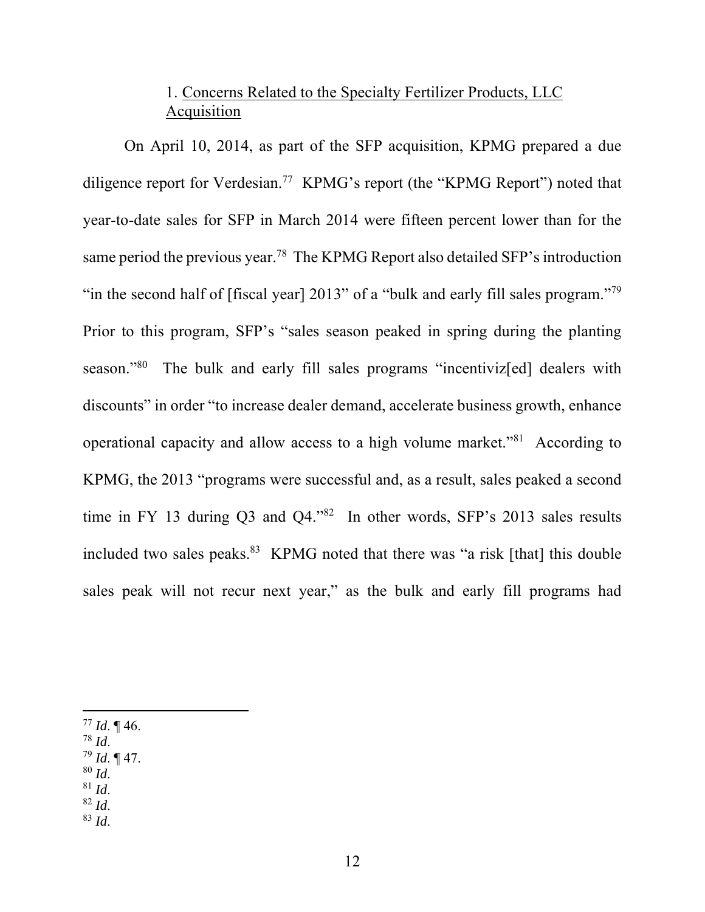### 1. Concerns Related to the Specialty Fertilizer Products, LLC Acquisition

On April 10, 2014, as part of the SFP acquisition, KPMG prepared a due diligence report for Verdesian.[77] KPMG's report (the "KPMG Report") noted that year-to-date sales for SFP in March 2014 were fifteen percent lower than for the same period the previous year.[78] The KPMG Report also detailed SFP's introduction "in the second half of [fiscal year] 2013" of a "bulk and early fill sales program."[79] Prior to this program, SFP's "sales season peaked in spring during the planting season."[80] The bulk and early fill sales programs "incentiviz[ed] dealers with discounts" in order "to increase dealer demand, accelerate business growth, enhance operational capacity and allow access to a high volume market."[81] According to KPMG, the 2013 "programs were successful and, as a result, sales peaked a second time in FY 13 during Q3 and Q4."[82] In other words, SFP's 2013 sales results included two sales peaks.[83] KPMG noted that there was "a risk [that] this double sales peak will not recur next year," as the bulk and early fill programs had

---

[77] *Id*. ¶ 46.
[78] *Id*.
[79] *Id*. ¶ 47.
[80] *Id*.
[81] *Id*.
[82] *Id*.
[83] *Id*.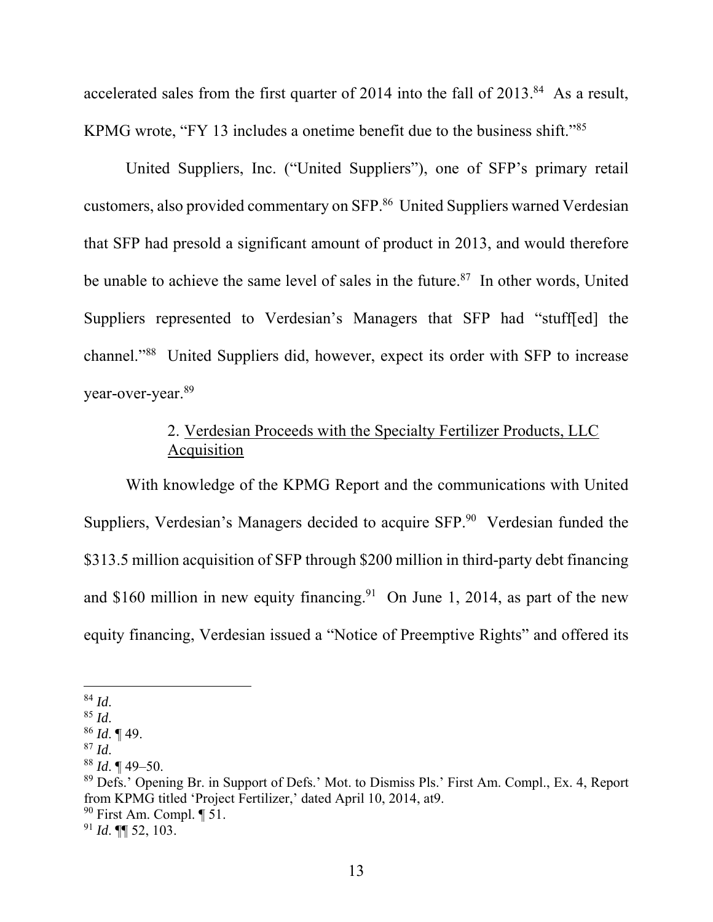accelerated sales from the first quarter of 2014 into the fall of 2013.[84] As a result, KPMG wrote, "FY 13 includes a onetime benefit due to the business shift."[85]

United Suppliers, Inc. ("United Suppliers"), one of SFP's primary retail customers, also provided commentary on SFP.[86] United Suppliers warned Verdesian that SFP had presold a significant amount of product in 2013, and would therefore be unable to achieve the same level of sales in the future.[87] In other words, United Suppliers represented to Verdesian's Managers that SFP had "stuff[ed] the channel."[88] United Suppliers did, however, expect its order with SFP to increase year-over-year.[89]

### 2. Verdesian Proceeds with the Specialty Fertilizer Products, LLC Acquisition

With knowledge of the KPMG Report and the communications with United Suppliers, Verdesian's Managers decided to acquire SFP.[90] Verdesian funded the \$313.5 million acquisition of SFP through \$200 million in third-party debt financing and \$160 million in new equity financing.[91] On June 1, 2014, as part of the new equity financing, Verdesian issued a "Notice of Preemptive Rights" and offered its

---

[84] *Id*.
[85] *Id*.
[86] *Id*. ¶ 49.
[87] *Id*.
[88] *Id*. ¶ 49–50.
[89] Defs.' Opening Br. in Support of Defs.' Mot. to Dismiss Pls.' First Am. Compl., Ex. 4, Report from KPMG titled 'Project Fertilizer,' dated April 10, 2014, at9.
[90] First Am. Compl. ¶ 51.
[91] *Id*. ¶¶ 52, 103.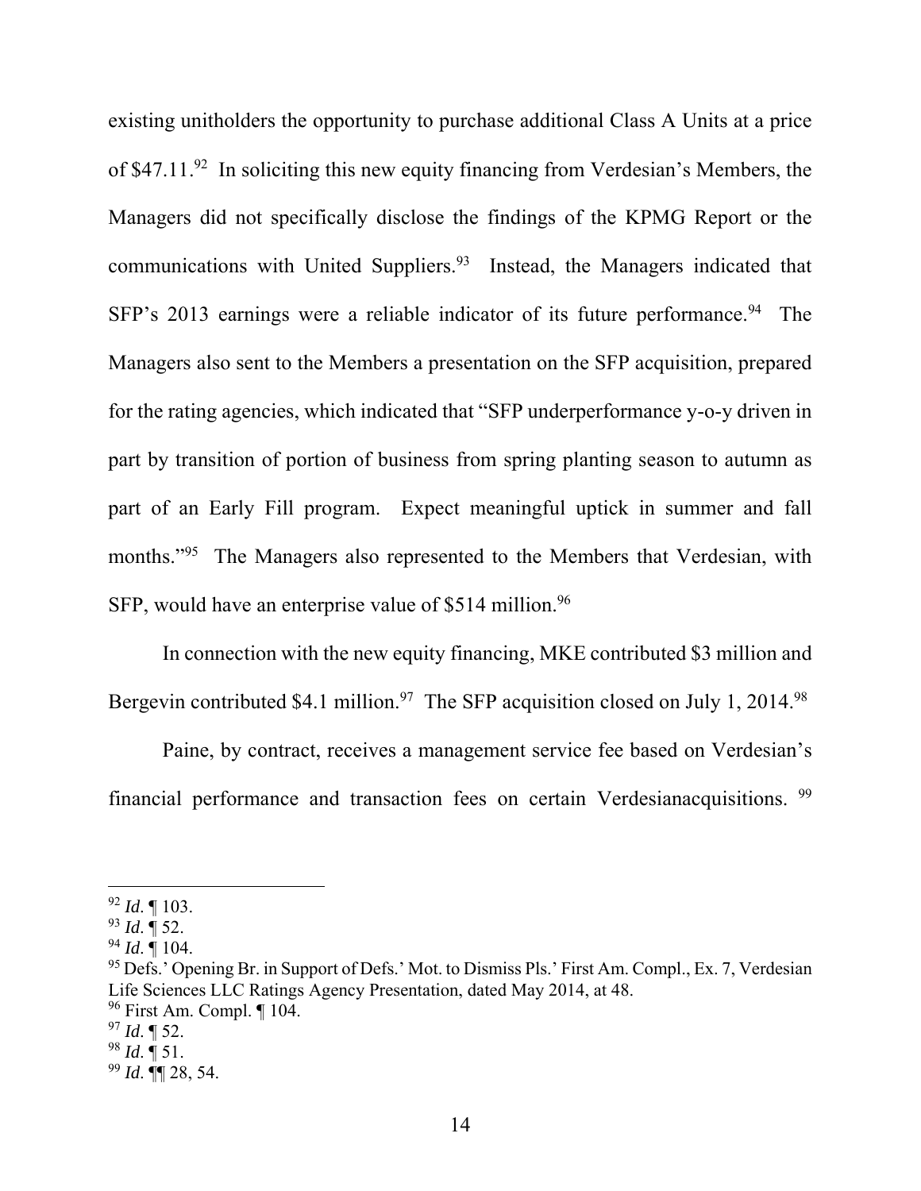existing unitholders the opportunity to purchase additional Class A Units at a price of $47.11.[92] In soliciting this new equity financing from Verdesian's Members, the Managers did not specifically disclose the findings of the KPMG Report or the communications with United Suppliers.[93] Instead, the Managers indicated that SFP's 2013 earnings were a reliable indicator of its future performance.[94] The Managers also sent to the Members a presentation on the SFP acquisition, prepared for the rating agencies, which indicated that "SFP underperformance y-o-y driven in part by transition of portion of business from spring planting season to autumn as part of an Early Fill program. Expect meaningful uptick in summer and fall months."[95] The Managers also represented to the Members that Verdesian, with SFP, would have an enterprise value of $514 million.[96]

In connection with the new equity financing, MKE contributed $3 million and Bergevin contributed $4.1 million.[97] The SFP acquisition closed on July 1, 2014.[98]

Paine, by contract, receives a management service fee based on Verdesian's financial performance and transaction fees on certain Verdesianacquisitions. [99]

---

[92] *Id*. ¶ 103.

[93] *Id*. ¶ 52.

[94] *Id*. ¶ 104.

[95] Defs.' Opening Br. in Support of Defs.' Mot. to Dismiss Pls.' First Am. Compl., Ex. 7, Verdesian Life Sciences LLC Ratings Agency Presentation, dated May 2014, at 48.

[96] First Am. Compl. ¶ 104.

[97] *Id*. ¶ 52.

[98] *Id*. ¶ 51.

[99] *Id*. ¶¶ 28, 54.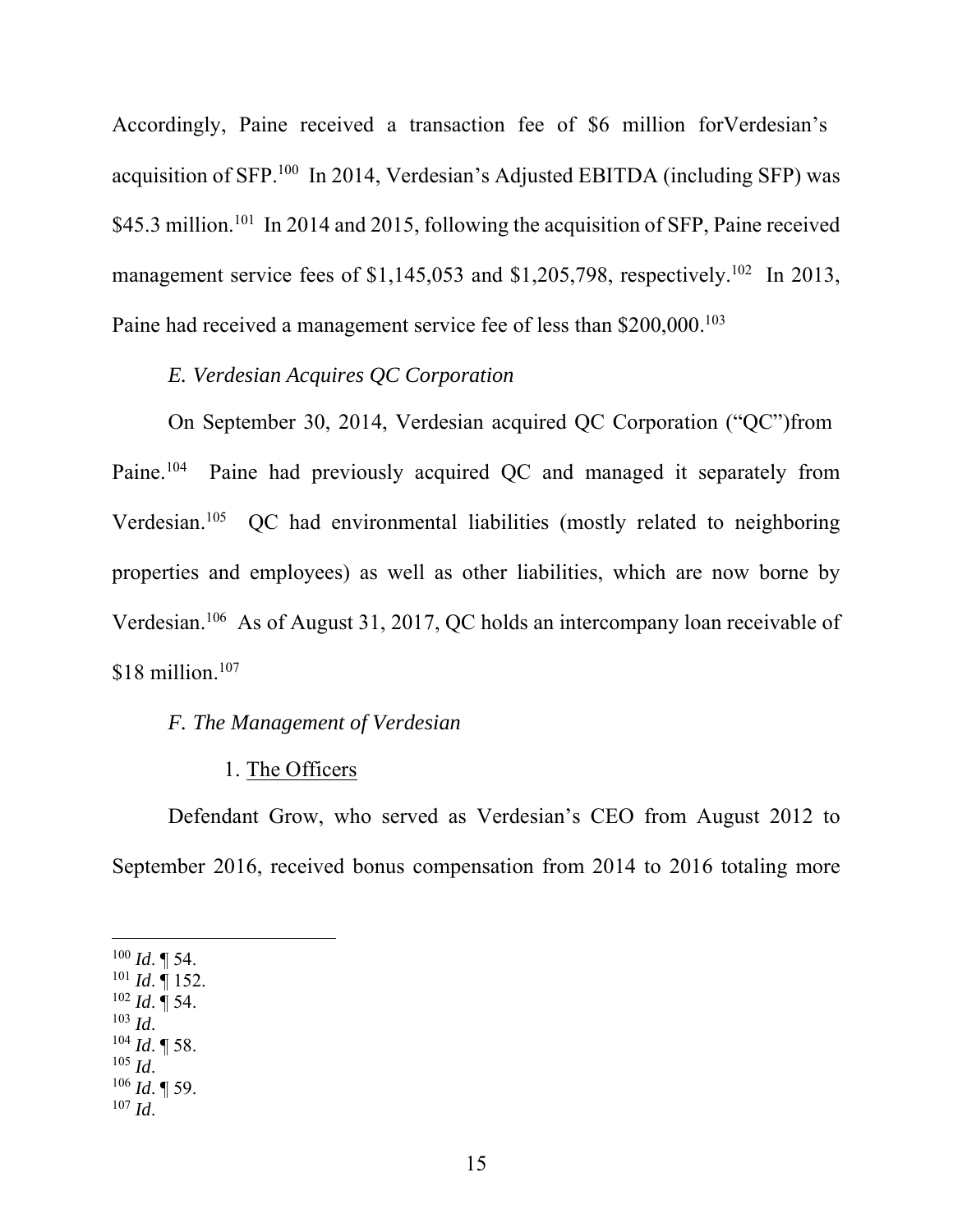Accordingly, Paine received a transaction fee of $6 million forVerdesian's acquisition of SFP.[100] In 2014, Verdesian's Adjusted EBITDA (including SFP) was $45.3 million.[101] In 2014 and 2015, following the acquisition of SFP, Paine received management service fees of $1,145,053 and $1,205,798, respectively.[102] In 2013, Paine had received a management service fee of less than $200,000.[103]

*E. Verdesian Acquires QC Corporation*

On September 30, 2014, Verdesian acquired QC Corporation ("QC")from Paine.[104] Paine had previously acquired QC and managed it separately from Verdesian.[105] QC had environmental liabilities (mostly related to neighboring properties and employees) as well as other liabilities, which are now borne by Verdesian.[106] As of August 31, 2017, QC holds an intercompany loan receivable of $18 million.[107]

*F. The Management of Verdesian*

1. The Officers

Defendant Grow, who served as Verdesian's CEO from August 2012 to September 2016, received bonus compensation from 2014 to 2016 totaling more

---

[100] *Id*. ¶ 54.
[101] *Id*. ¶ 152.
[102] *Id*. ¶ 54.
[103] *Id*.
[104] *Id*. ¶ 58.
[105] *Id*.
[106] *Id*. ¶ 59.
[107] *Id*.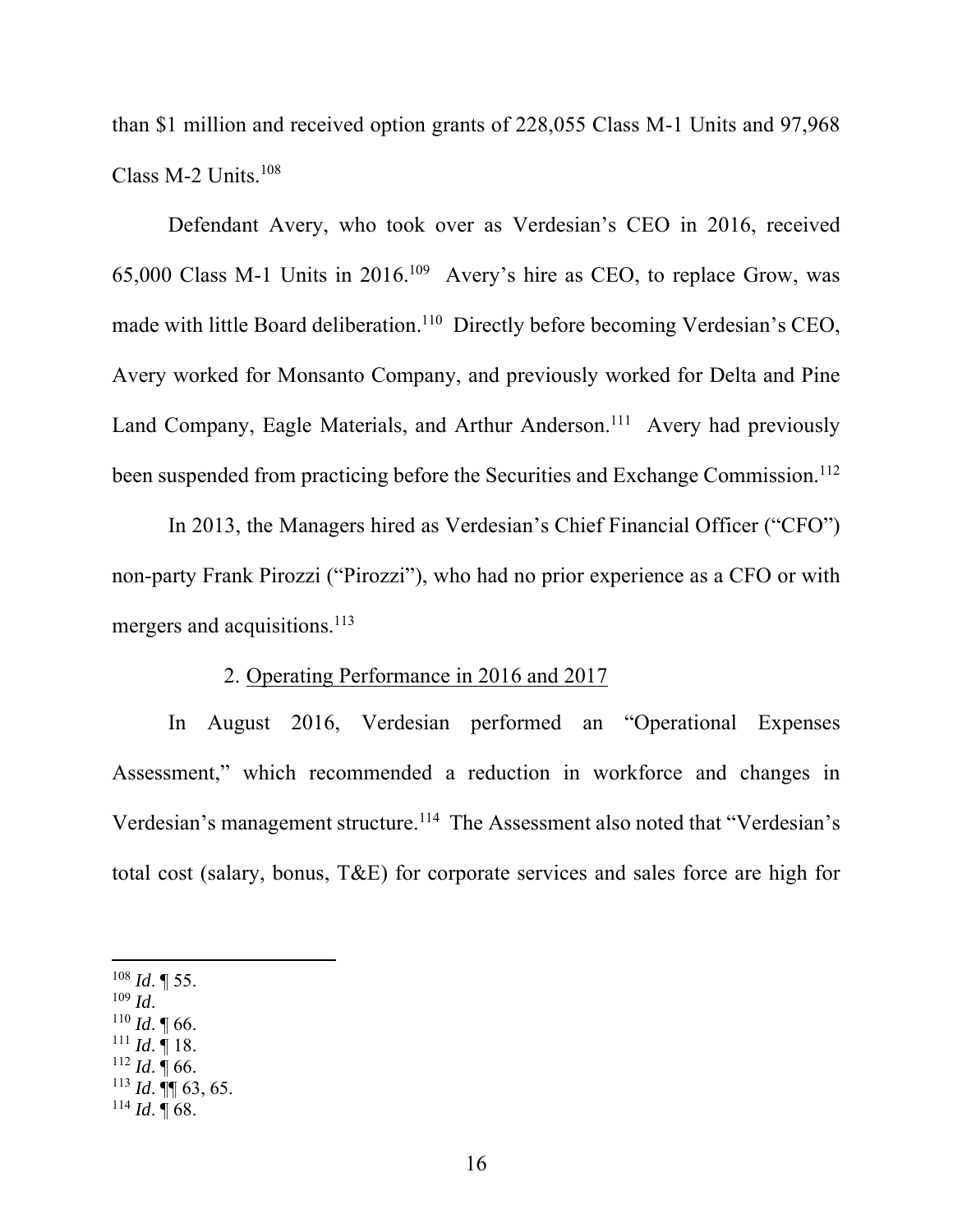than $1 million and received option grants of 228,055 Class M-1 Units and 97,968 Class M-2 Units.[108]

Defendant Avery, who took over as Verdesian's CEO in 2016, received 65,000 Class M-1 Units in 2016.[109] Avery's hire as CEO, to replace Grow, was made with little Board deliberation.[110] Directly before becoming Verdesian's CEO, Avery worked for Monsanto Company, and previously worked for Delta and Pine Land Company, Eagle Materials, and Arthur Anderson.[111] Avery had previously been suspended from practicing before the Securities and Exchange Commission.[112]

In 2013, the Managers hired as Verdesian's Chief Financial Officer ("CFO") non-party Frank Pirozzi ("Pirozzi"), who had no prior experience as a CFO or with mergers and acquisitions.[113]

2. Operating Performance in 2016 and 2017

In August 2016, Verdesian performed an "Operational Expenses Assessment," which recommended a reduction in workforce and changes in Verdesian's management structure.[114] The Assessment also noted that "Verdesian's total cost (salary, bonus, T&E) for corporate services and sales force are high for

---

[108] *Id*. ¶ 55.
[109] *Id*.
[110] *Id*. ¶ 66.
[111] *Id*. ¶ 18.
[112] *Id*. ¶ 66.
[113] *Id*. ¶¶ 63, 65.
[114] *Id*. ¶ 68.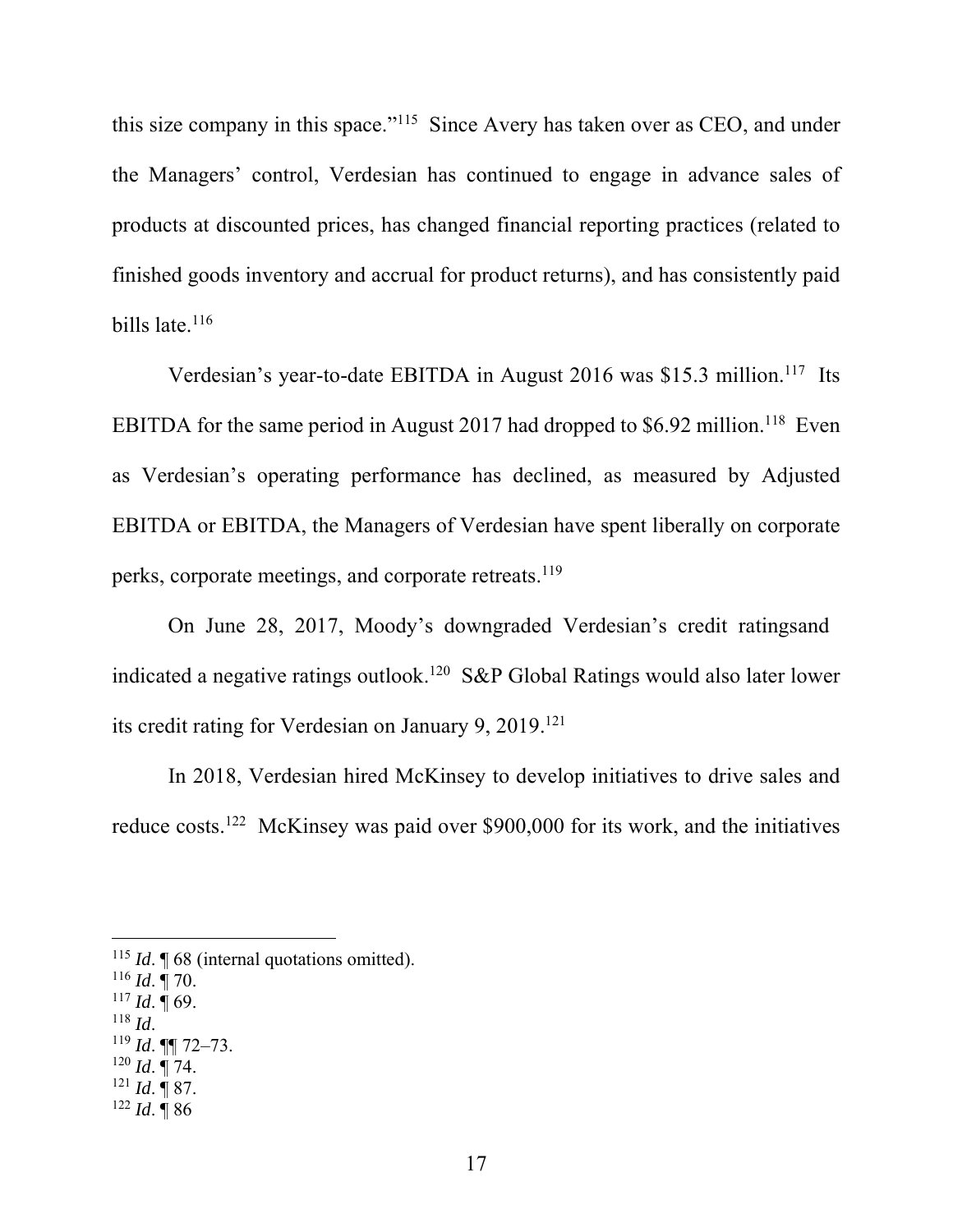this size company in this space."[115] Since Avery has taken over as CEO, and under the Managers' control, Verdesian has continued to engage in advance sales of products at discounted prices, has changed financial reporting practices (related to finished goods inventory and accrual for product returns), and has consistently paid bills late.[116]

Verdesian's year-to-date EBITDA in August 2016 was $15.3 million.[117] Its EBITDA for the same period in August 2017 had dropped to $6.92 million.[118] Even as Verdesian's operating performance has declined, as measured by Adjusted EBITDA or EBITDA, the Managers of Verdesian have spent liberally on corporate perks, corporate meetings, and corporate retreats.[119]

On June 28, 2017, Moody's downgraded Verdesian's credit ratingsand indicated a negative ratings outlook.[120] S&P Global Ratings would also later lower its credit rating for Verdesian on January 9, 2019.[121]

In 2018, Verdesian hired McKinsey to develop initiatives to drive sales and reduce costs.[122] McKinsey was paid over $900,000 for its work, and the initiatives

---

[115] *Id*. ¶ 68 (internal quotations omitted).
[116] *Id*. ¶ 70.
[117] *Id*. ¶ 69.
[118] *Id*.
[119] *Id*. ¶¶ 72–73.
[120] *Id*. ¶ 74.
[121] *Id*. ¶ 87.
[122] *Id*. ¶ 86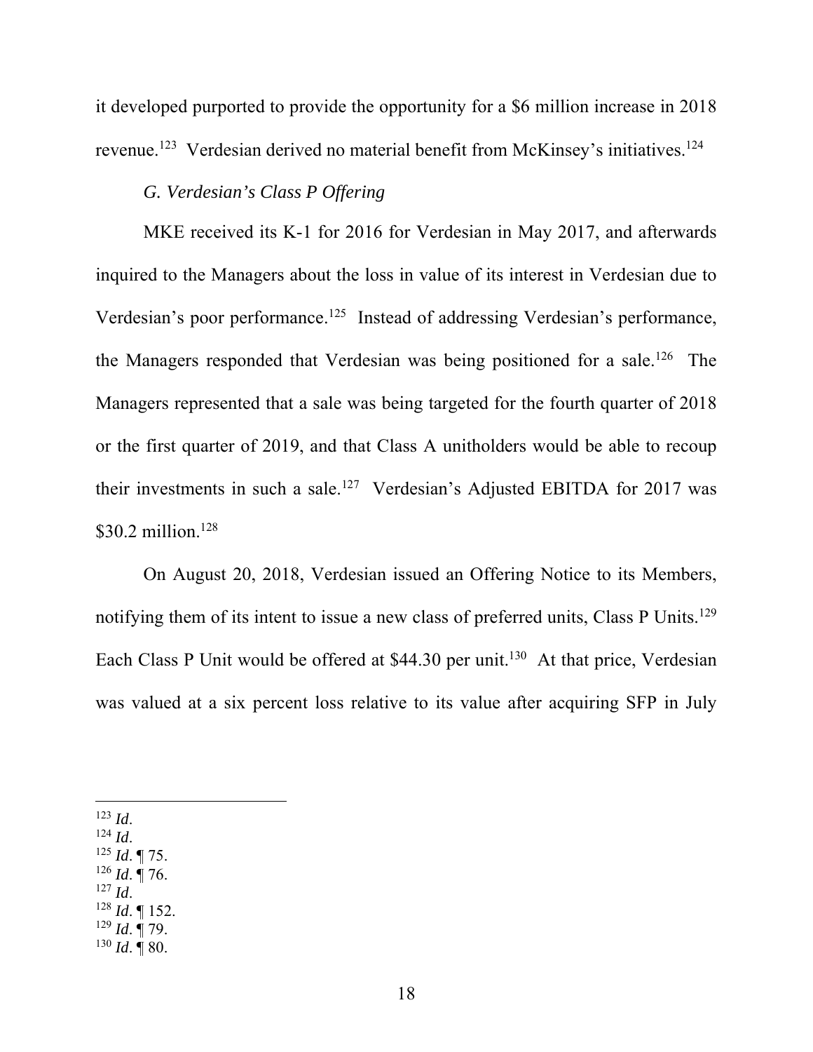it developed purported to provide the opportunity for a $6 million increase in 2018 revenue.[123] Verdesian derived no material benefit from McKinsey's initiatives.[124]

### *G. Verdesian's Class P Offering*

MKE received its K-1 for 2016 for Verdesian in May 2017, and afterwards inquired to the Managers about the loss in value of its interest in Verdesian due to Verdesian's poor performance.[125] Instead of addressing Verdesian's performance, the Managers responded that Verdesian was being positioned for a sale.[126] The Managers represented that a sale was being targeted for the fourth quarter of 2018 or the first quarter of 2019, and that Class A unitholders would be able to recoup their investments in such a sale.[127] Verdesian's Adjusted EBITDA for 2017 was $30.2 million.[128]

On August 20, 2018, Verdesian issued an Offering Notice to its Members, notifying them of its intent to issue a new class of preferred units, Class P Units.[129] Each Class P Unit would be offered at $44.30 per unit.[130] At that price, Verdesian was valued at a six percent loss relative to its value after acquiring SFP in July

---

[123] *Id*.
[124] *Id*.
[125] *Id*. ¶ 75.
[126] *Id*. ¶ 76.
[127] *Id*.
[128] *Id*. ¶ 152.
[129] *Id*. ¶ 79.
[130] *Id*. ¶ 80.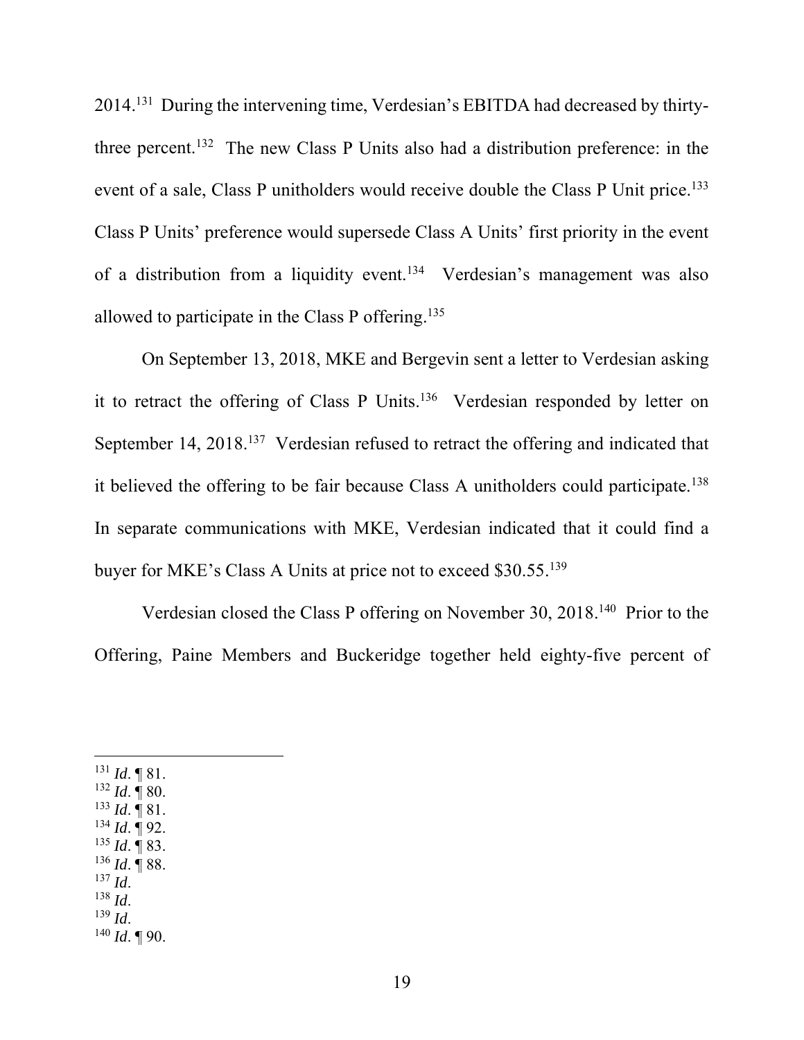2014.[131] During the intervening time, Verdesian's EBITDA had decreased by thirty-three percent.[132] The new Class P Units also had a distribution preference: in the event of a sale, Class P unitholders would receive double the Class P Unit price.[133] Class P Units' preference would supersede Class A Units' first priority in the event of a distribution from a liquidity event.[134] Verdesian's management was also allowed to participate in the Class P offering.[135]

On September 13, 2018, MKE and Bergevin sent a letter to Verdesian asking it to retract the offering of Class P Units.[136] Verdesian responded by letter on September 14, 2018.[137] Verdesian refused to retract the offering and indicated that it believed the offering to be fair because Class A unitholders could participate.[138] In separate communications with MKE, Verdesian indicated that it could find a buyer for MKE's Class A Units at price not to exceed $30.55.[139]

Verdesian closed the Class P offering on November 30, 2018.[140] Prior to the Offering, Paine Members and Buckeridge together held eighty-five percent of

---

[131] *Id*. ¶ 81.
[132] *Id*. ¶ 80.
[133] *Id*. ¶ 81.
[134] *Id*. ¶ 92.
[135] *Id*. ¶ 83.
[136] *Id*. ¶ 88.
[137] *Id*.
[138] *Id*.
[139] *Id*.
[140] *Id*. ¶ 90.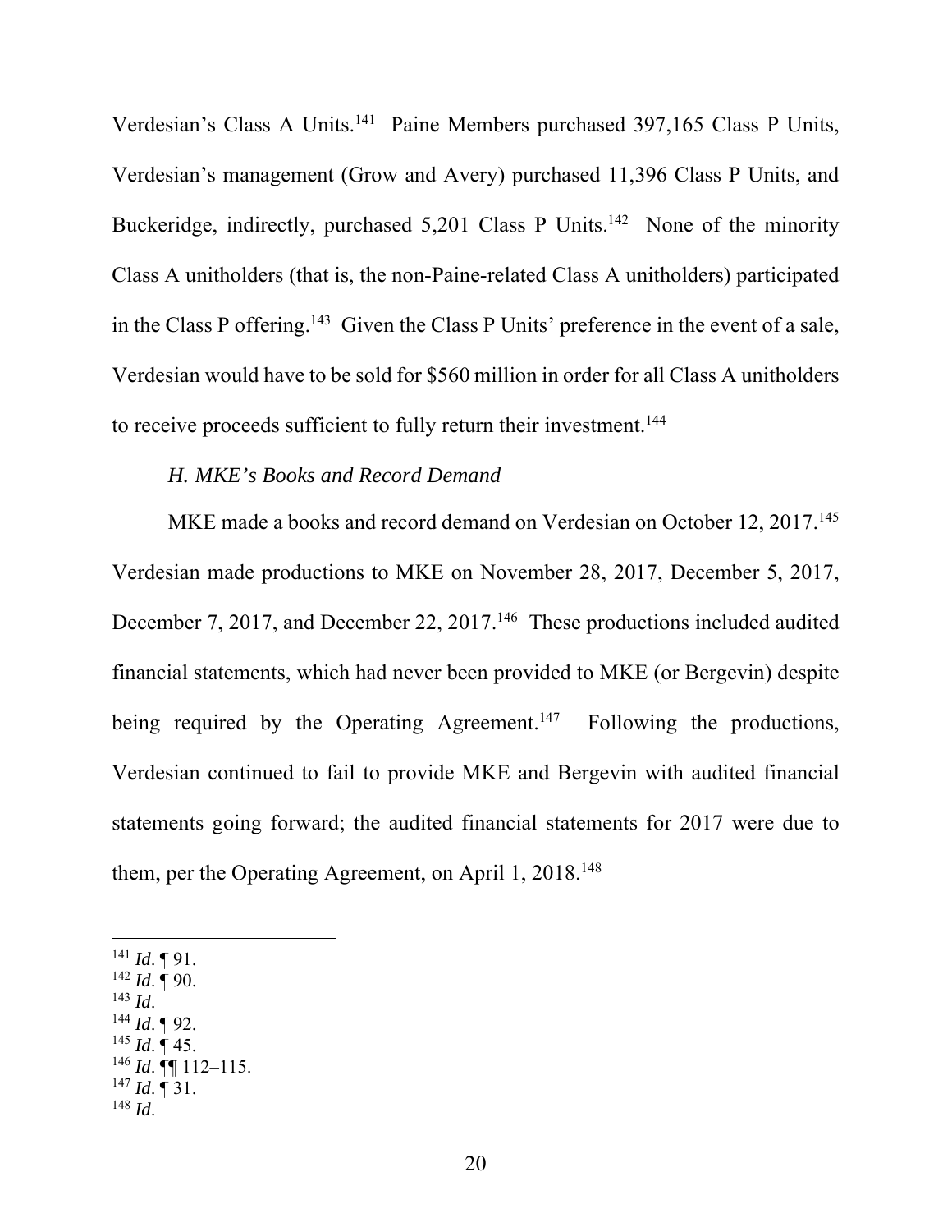Verdesian's Class A Units.[141] Paine Members purchased 397,165 Class P Units, Verdesian's management (Grow and Avery) purchased 11,396 Class P Units, and Buckeridge, indirectly, purchased 5,201 Class P Units.[142] None of the minority Class A unitholders (that is, the non-Paine-related Class A unitholders) participated in the Class P offering.[143] Given the Class P Units' preference in the event of a sale, Verdesian would have to be sold for $560 million in order for all Class A unitholders to receive proceeds sufficient to fully return their investment.[144]

*H. MKE's Books and Record Demand*

MKE made a books and record demand on Verdesian on October 12, 2017.[145] Verdesian made productions to MKE on November 28, 2017, December 5, 2017, December 7, 2017, and December 22, 2017.[146] These productions included audited financial statements, which had never been provided to MKE (or Bergevin) despite being required by the Operating Agreement.[147] Following the productions, Verdesian continued to fail to provide MKE and Bergevin with audited financial statements going forward; the audited financial statements for 2017 were due to them, per the Operating Agreement, on April 1, 2018.[148]

---

[141] *Id*. ¶ 91.
[142] *Id*. ¶ 90.
[143] *Id*.
[144] *Id*. ¶ 92.
[145] *Id*. ¶ 45.
[146] *Id*. ¶¶ 112–115.
[147] *Id*. ¶ 31.
[148] *Id*.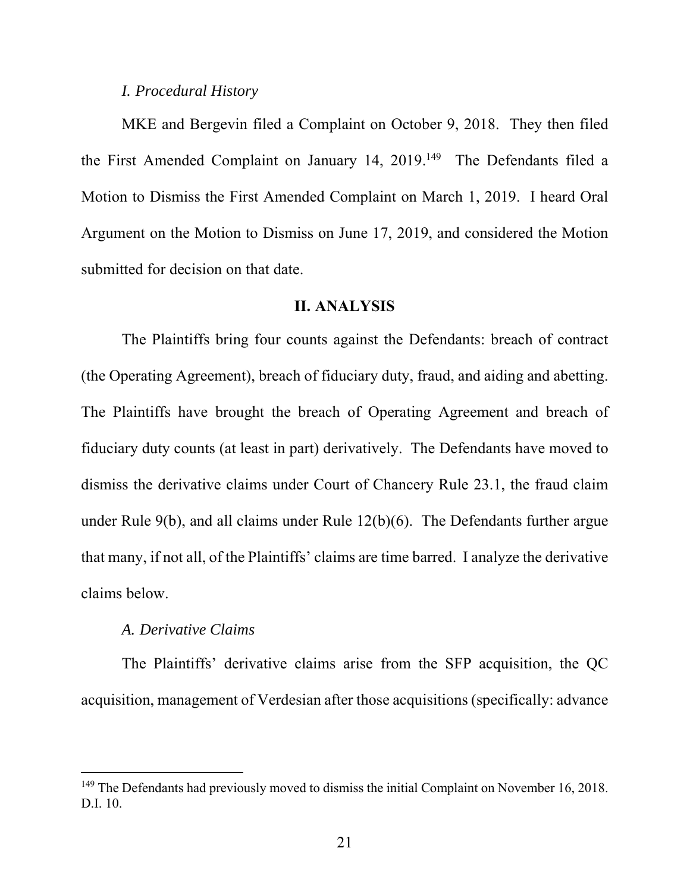*I. Procedural History*

MKE and Bergevin filed a Complaint on October 9, 2018. They then filed the First Amended Complaint on January 14, 2019.[149] The Defendants filed a Motion to Dismiss the First Amended Complaint on March 1, 2019. I heard Oral Argument on the Motion to Dismiss on June 17, 2019, and considered the Motion submitted for decision on that date.

## II. ANALYSIS

The Plaintiffs bring four counts against the Defendants: breach of contract (the Operating Agreement), breach of fiduciary duty, fraud, and aiding and abetting. The Plaintiffs have brought the breach of Operating Agreement and breach of fiduciary duty counts (at least in part) derivatively. The Defendants have moved to dismiss the derivative claims under Court of Chancery Rule 23.1, the fraud claim under Rule 9(b), and all claims under Rule 12(b)(6). The Defendants further argue that many, if not all, of the Plaintiffs' claims are time barred. I analyze the derivative claims below.

*A. Derivative Claims*

The Plaintiffs' derivative claims arise from the SFP acquisition, the QC acquisition, management of Verdesian after those acquisitions (specifically: advance

[149] The Defendants had previously moved to dismiss the initial Complaint on November 16, 2018. D.I. 10.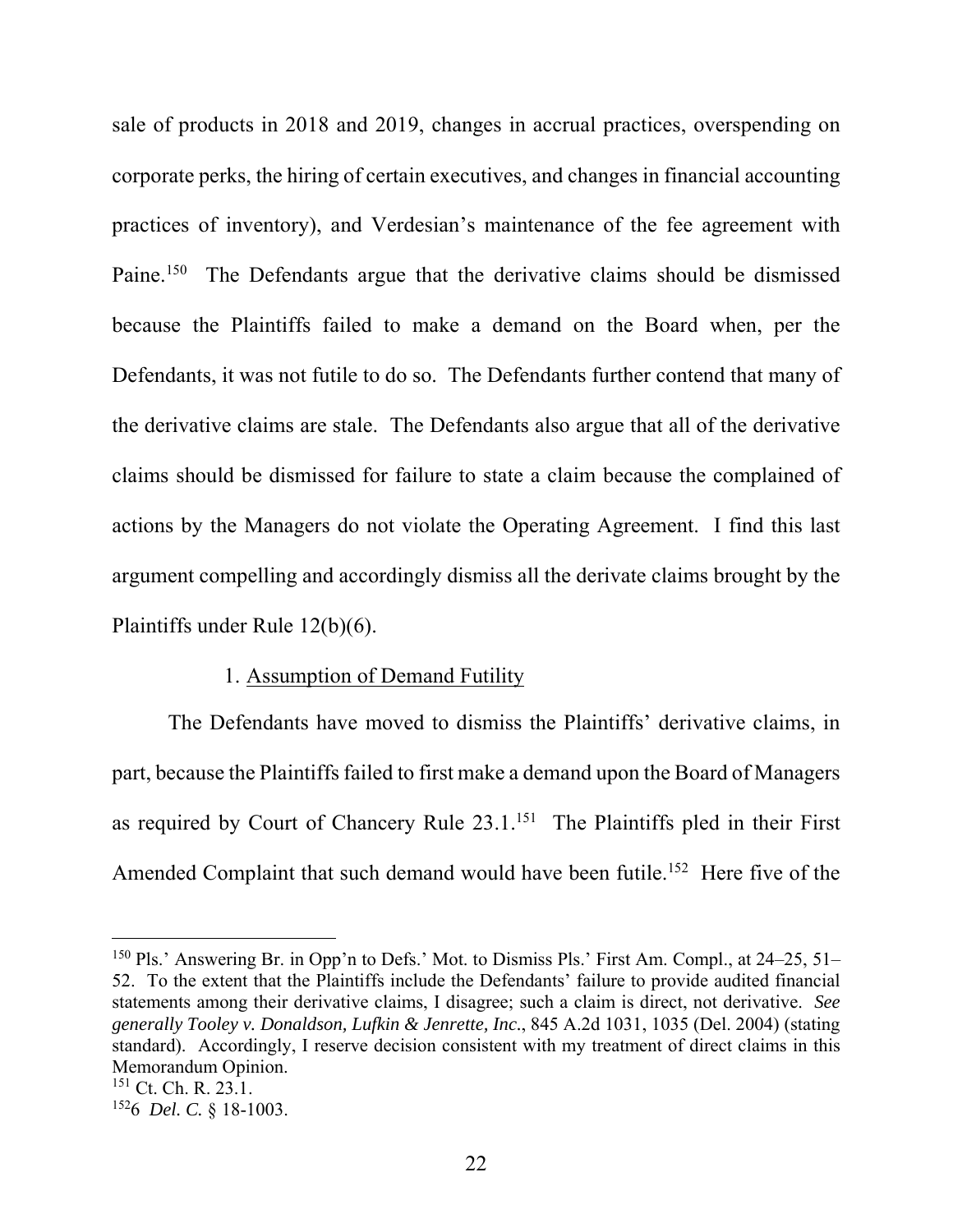sale of products in 2018 and 2019, changes in accrual practices, overspending on corporate perks, the hiring of certain executives, and changes in financial accounting practices of inventory), and Verdesian's maintenance of the fee agreement with Paine.[150] The Defendants argue that the derivative claims should be dismissed because the Plaintiffs failed to make a demand on the Board when, per the Defendants, it was not futile to do so. The Defendants further contend that many of the derivative claims are stale. The Defendants also argue that all of the derivative claims should be dismissed for failure to state a claim because the complained of actions by the Managers do not violate the Operating Agreement. I find this last argument compelling and accordingly dismiss all the derivate claims brought by the Plaintiffs under Rule 12(b)(6).

1. Assumption of Demand Futility

The Defendants have moved to dismiss the Plaintiffs' derivative claims, in part, because the Plaintiffs failed to first make a demand upon the Board of Managers as required by Court of Chancery Rule 23.1.[151] The Plaintiffs pled in their First Amended Complaint that such demand would have been futile.[152] Here five of the

---

[150] Pls.' Answering Br. in Opp'n to Defs.' Mot. to Dismiss Pls.' First Am. Compl., at 24–25, 51–52. To the extent that the Plaintiffs include the Defendants' failure to provide audited financial statements among their derivative claims, I disagree; such a claim is direct, not derivative. *See generally Tooley v. Donaldson, Lufkin & Jenrette, Inc.*, 845 A.2d 1031, 1035 (Del. 2004) (stating standard). Accordingly, I reserve decision consistent with my treatment of direct claims in this Memorandum Opinion.

[151] Ct. Ch. R. 23.1.

[152] 6 *Del. C.* § 18-1003.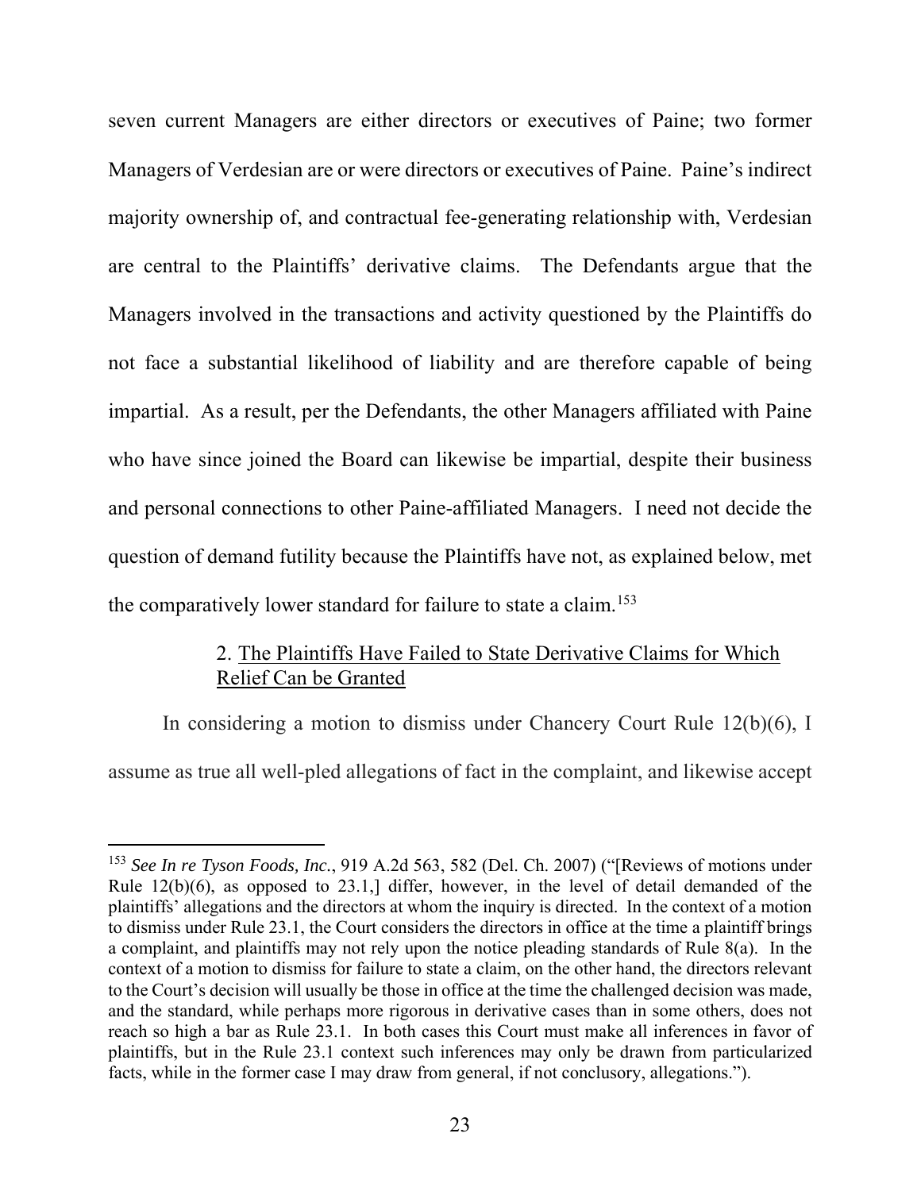seven current Managers are either directors or executives of Paine; two former Managers of Verdesian are or were directors or executives of Paine. Paine's indirect majority ownership of, and contractual fee-generating relationship with, Verdesian are central to the Plaintiffs' derivative claims. The Defendants argue that the Managers involved in the transactions and activity questioned by the Plaintiffs do not face a substantial likelihood of liability and are therefore capable of being impartial. As a result, per the Defendants, the other Managers affiliated with Paine who have since joined the Board can likewise be impartial, despite their business and personal connections to other Paine-affiliated Managers. I need not decide the question of demand futility because the Plaintiffs have not, as explained below, met the comparatively lower standard for failure to state a claim.[153]

### 2. <u>The Plaintiffs Have Failed to State Derivative Claims for Which Relief Can be Granted</u>

In considering a motion to dismiss under Chancery Court Rule 12(b)(6), I assume as true all well-pled allegations of fact in the complaint, and likewise accept

---

[153] *See In re Tyson Foods, Inc.*, 919 A.2d 563, 582 (Del. Ch. 2007) ("[Reviews of motions under Rule 12(b)(6), as opposed to 23.1,] differ, however, in the level of detail demanded of the plaintiffs' allegations and the directors at whom the inquiry is directed. In the context of a motion to dismiss under Rule 23.1, the Court considers the directors in office at the time a plaintiff brings a complaint, and plaintiffs may not rely upon the notice pleading standards of Rule 8(a). In the context of a motion to dismiss for failure to state a claim, on the other hand, the directors relevant to the Court's decision will usually be those in office at the time the challenged decision was made, and the standard, while perhaps more rigorous in derivative cases than in some others, does not reach so high a bar as Rule 23.1. In both cases this Court must make all inferences in favor of plaintiffs, but in the Rule 23.1 context such inferences may only be drawn from particularized facts, while in the former case I may draw from general, if not conclusory, allegations.").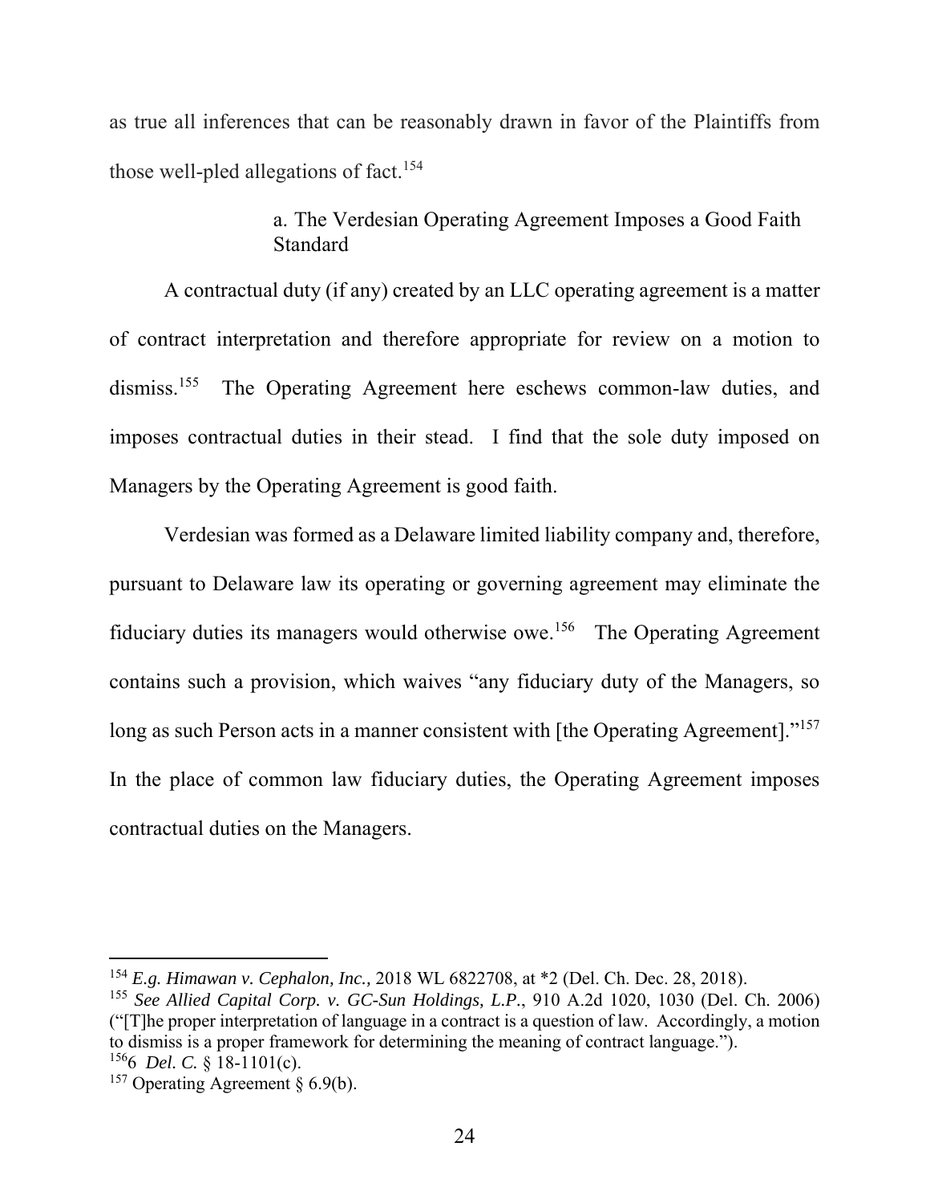as true all inferences that can be reasonably drawn in favor of the Plaintiffs from those well-pled allegations of fact.[154]

#### a. The Verdesian Operating Agreement Imposes a Good Faith Standard

A contractual duty (if any) created by an LLC operating agreement is a matter of contract interpretation and therefore appropriate for review on a motion to dismiss.[155] The Operating Agreement here eschews common-law duties, and imposes contractual duties in their stead. I find that the sole duty imposed on Managers by the Operating Agreement is good faith.

Verdesian was formed as a Delaware limited liability company and, therefore, pursuant to Delaware law its operating or governing agreement may eliminate the fiduciary duties its managers would otherwise owe.[156] The Operating Agreement contains such a provision, which waives "any fiduciary duty of the Managers, so long as such Person acts in a manner consistent with [the Operating Agreement]."[157] In the place of common law fiduciary duties, the Operating Agreement imposes contractual duties on the Managers.

---

[154] *E.g. Himawan v. Cephalon, Inc.*, 2018 WL 6822708, at *2 (Del. Ch. Dec. 28, 2018).

[155] *See Allied Capital Corp. v. GC-Sun Holdings, L.P.*, 910 A.2d 1020, 1030 (Del. Ch. 2006) ("[T]he proper interpretation of language in a contract is a question of law. Accordingly, a motion to dismiss is a proper framework for determining the meaning of contract language.").

[156] 6 *Del. C.* § 18-1101(c).

[157] Operating Agreement § 6.9(b).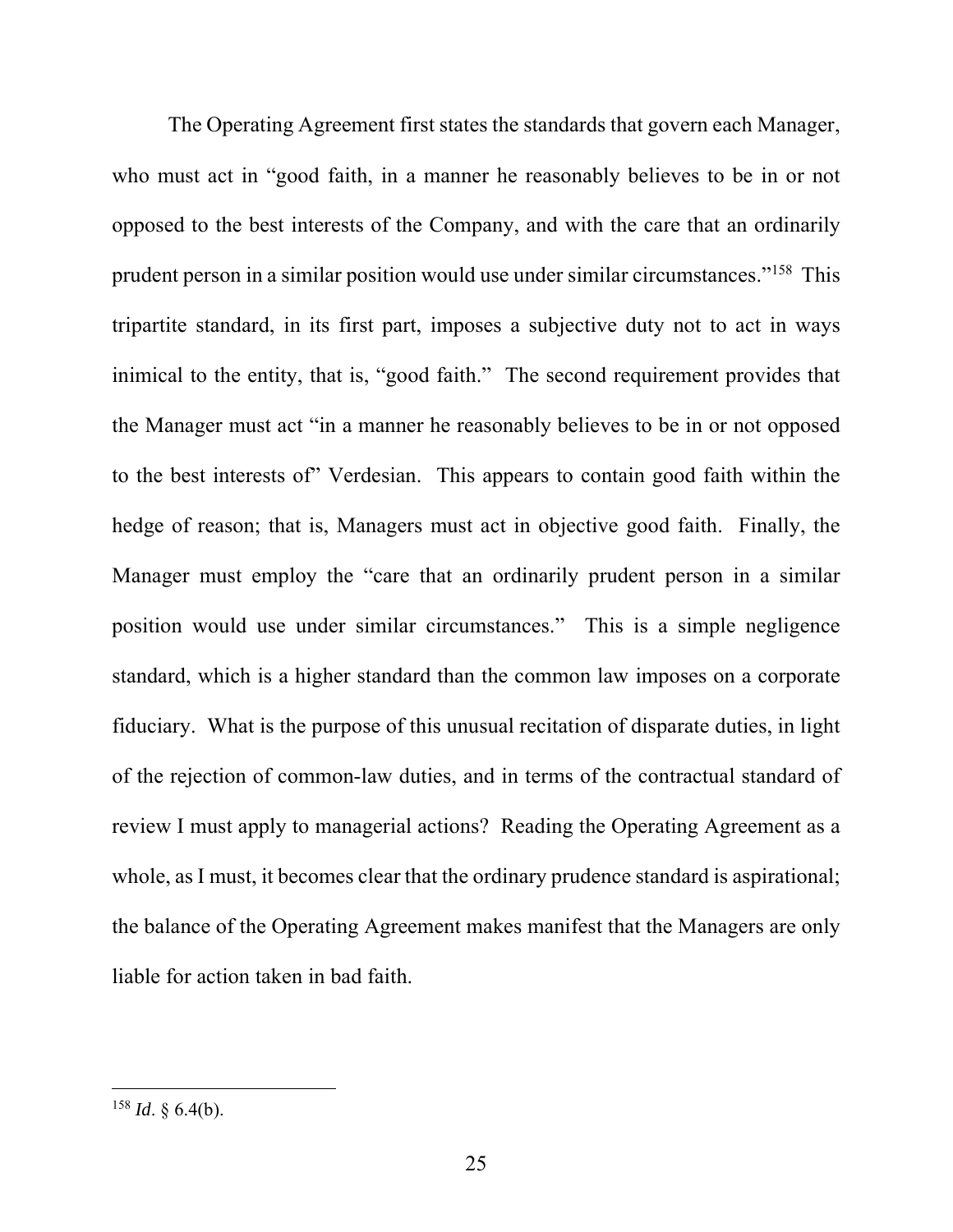The Operating Agreement first states the standards that govern each Manager, who must act in "good faith, in a manner he reasonably believes to be in or not opposed to the best interests of the Company, and with the care that an ordinarily prudent person in a similar position would use under similar circumstances."[158] This tripartite standard, in its first part, imposes a subjective duty not to act in ways inimical to the entity, that is, "good faith." The second requirement provides that the Manager must act "in a manner he reasonably believes to be in or not opposed to the best interests of" Verdesian. This appears to contain good faith within the hedge of reason; that is, Managers must act in objective good faith. Finally, the Manager must employ the "care that an ordinarily prudent person in a similar position would use under similar circumstances." This is a simple negligence standard, which is a higher standard than the common law imposes on a corporate fiduciary. What is the purpose of this unusual recitation of disparate duties, in light of the rejection of common-law duties, and in terms of the contractual standard of review I must apply to managerial actions? Reading the Operating Agreement as a whole, as I must, it becomes clear that the ordinary prudence standard is aspirational; the balance of the Operating Agreement makes manifest that the Managers are only liable for action taken in bad faith.

---

[158] *Id*. § 6.4(b).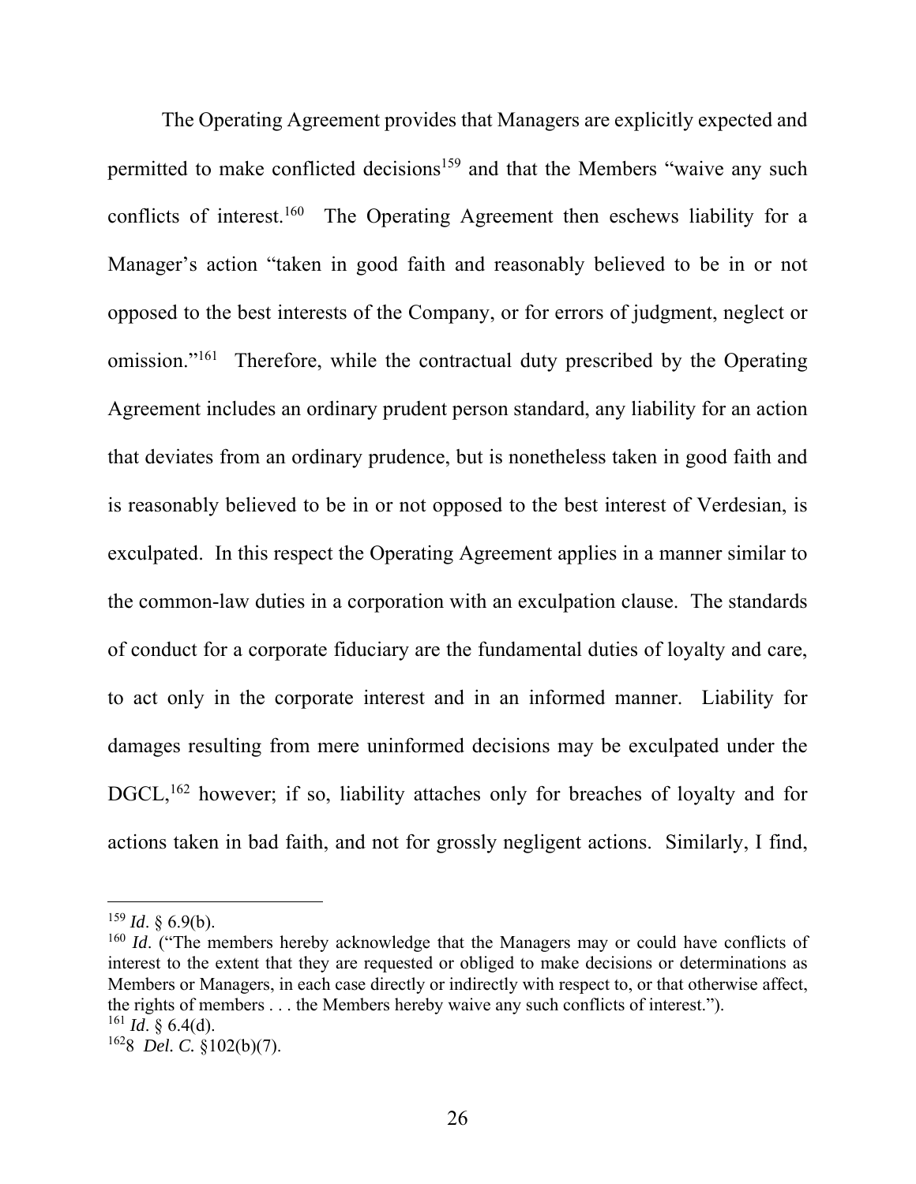The Operating Agreement provides that Managers are explicitly expected and permitted to make conflicted decisions[159] and that the Members "waive any such conflicts of interest.[160] The Operating Agreement then eschews liability for a Manager's action "taken in good faith and reasonably believed to be in or not opposed to the best interests of the Company, or for errors of judgment, neglect or omission."[161] Therefore, while the contractual duty prescribed by the Operating Agreement includes an ordinary prudent person standard, any liability for an action that deviates from an ordinary prudence, but is nonetheless taken in good faith and is reasonably believed to be in or not opposed to the best interest of Verdesian, is exculpated. In this respect the Operating Agreement applies in a manner similar to the common-law duties in a corporation with an exculpation clause. The standards of conduct for a corporate fiduciary are the fundamental duties of loyalty and care, to act only in the corporate interest and in an informed manner. Liability for damages resulting from mere uninformed decisions may be exculpated under the DGCL,[162] however; if so, liability attaches only for breaches of loyalty and for actions taken in bad faith, and not for grossly negligent actions. Similarly, I find,

---

[159] *Id*. § 6.9(b).

[160] *Id*. ("The members hereby acknowledge that the Managers may or could have conflicts of interest to the extent that they are requested or obliged to make decisions or determinations as Members or Managers, in each case directly or indirectly with respect to, or that otherwise affect, the rights of members . . . the Members hereby waive any such conflicts of interest.").

[161] *Id*. § 6.4(d).

[162] 8 *Del. C.* §102(b)(7).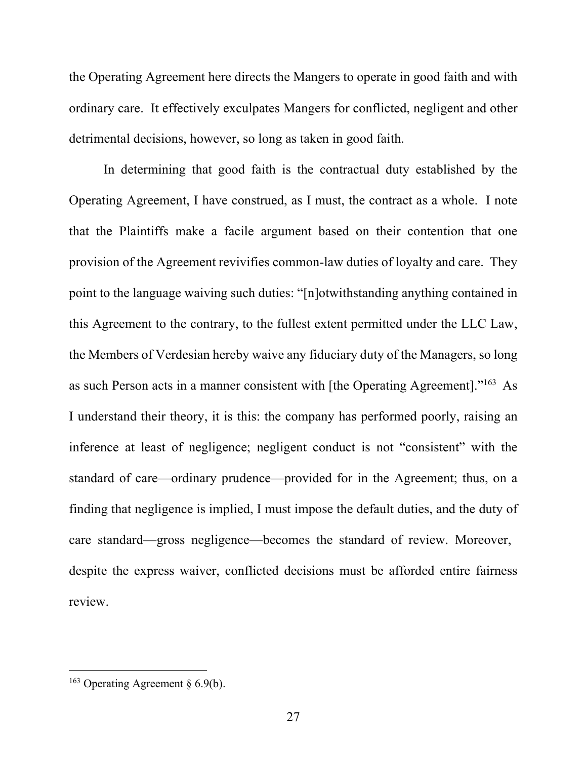the Operating Agreement here directs the Mangers to operate in good faith and with ordinary care. It effectively exculpates Mangers for conflicted, negligent and other detrimental decisions, however, so long as taken in good faith.

In determining that good faith is the contractual duty established by the Operating Agreement, I have construed, as I must, the contract as a whole. I note that the Plaintiffs make a facile argument based on their contention that one provision of the Agreement revivifies common-law duties of loyalty and care. They point to the language waiving such duties: "[n]otwithstanding anything contained in this Agreement to the contrary, to the fullest extent permitted under the LLC Law, the Members of Verdesian hereby waive any fiduciary duty of the Managers, so long as such Person acts in a manner consistent with [the Operating Agreement]."[163] As I understand their theory, it is this: the company has performed poorly, raising an inference at least of negligence; negligent conduct is not "consistent" with the standard of care—ordinary prudence—provided for in the Agreement; thus, on a finding that negligence is implied, I must impose the default duties, and the duty of care standard—gross negligence—becomes the standard of review. Moreover, despite the express waiver, conflicted decisions must be afforded entire fairness review.

---

[163] Operating Agreement § 6.9(b).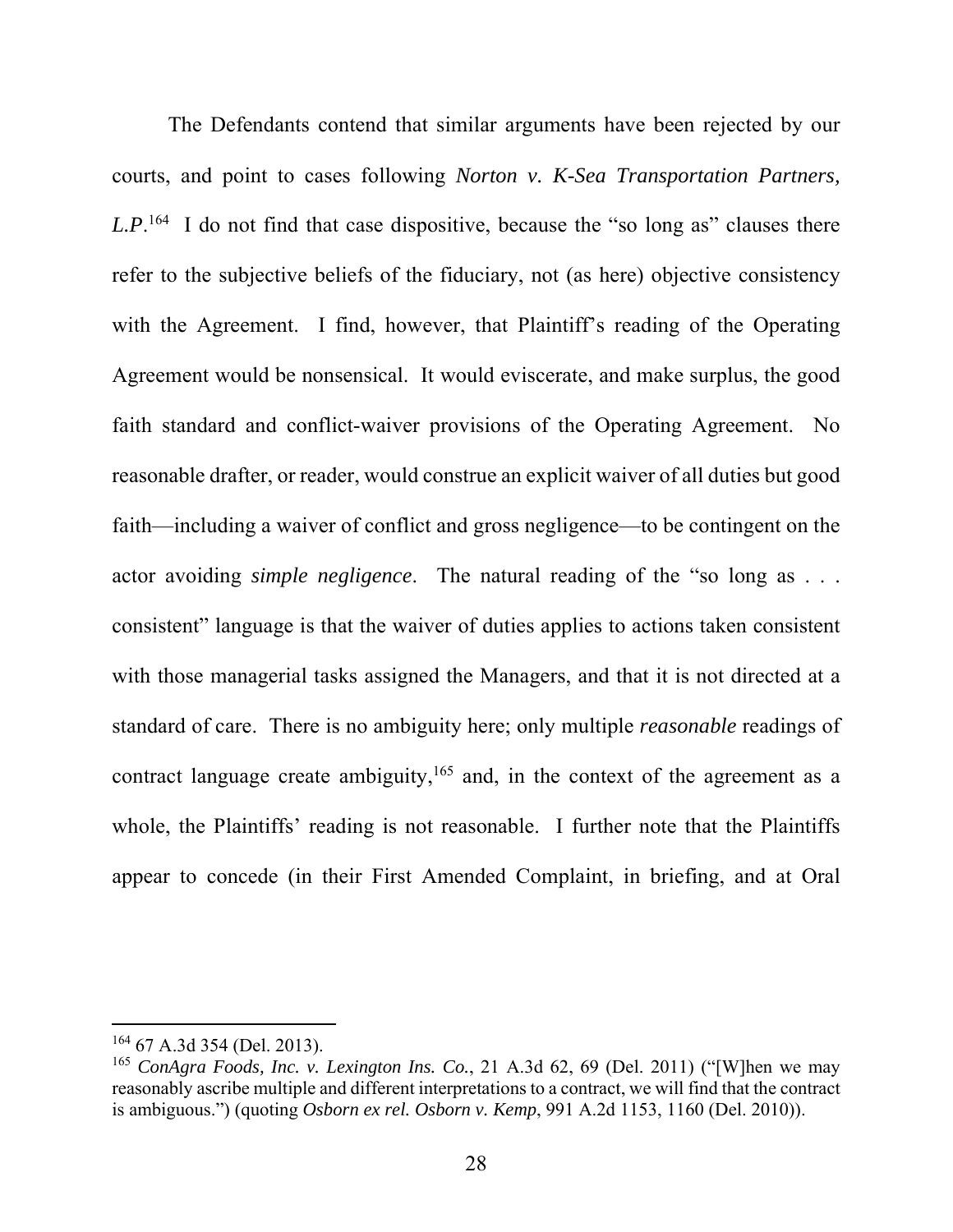The Defendants contend that similar arguments have been rejected by our courts, and point to cases following *Norton v. K-Sea Transportation Partners, L.P*.[164] I do not find that case dispositive, because the "so long as" clauses there refer to the subjective beliefs of the fiduciary, not (as here) objective consistency with the Agreement. I find, however, that Plaintiff's reading of the Operating Agreement would be nonsensical. It would eviscerate, and make surplus, the good faith standard and conflict-waiver provisions of the Operating Agreement. No reasonable drafter, or reader, would construe an explicit waiver of all duties but good faith—including a waiver of conflict and gross negligence—to be contingent on the actor avoiding *simple negligence*. The natural reading of the "so long as . . . consistent" language is that the waiver of duties applies to actions taken consistent with those managerial tasks assigned the Managers, and that it is not directed at a standard of care. There is no ambiguity here; only multiple *reasonable* readings of contract language create ambiguity,[165] and, in the context of the agreement as a whole, the Plaintiffs' reading is not reasonable. I further note that the Plaintiffs appear to concede (in their First Amended Complaint, in briefing, and at Oral

---

[164] 67 A.3d 354 (Del. 2013).

[165] *ConAgra Foods, Inc. v. Lexington Ins. Co.*, 21 A.3d 62, 69 (Del. 2011) ("[W]hen we may reasonably ascribe multiple and different interpretations to a contract, we will find that the contract is ambiguous.") (quoting *Osborn ex rel. Osborn v. Kemp*, 991 A.2d 1153, 1160 (Del. 2010)).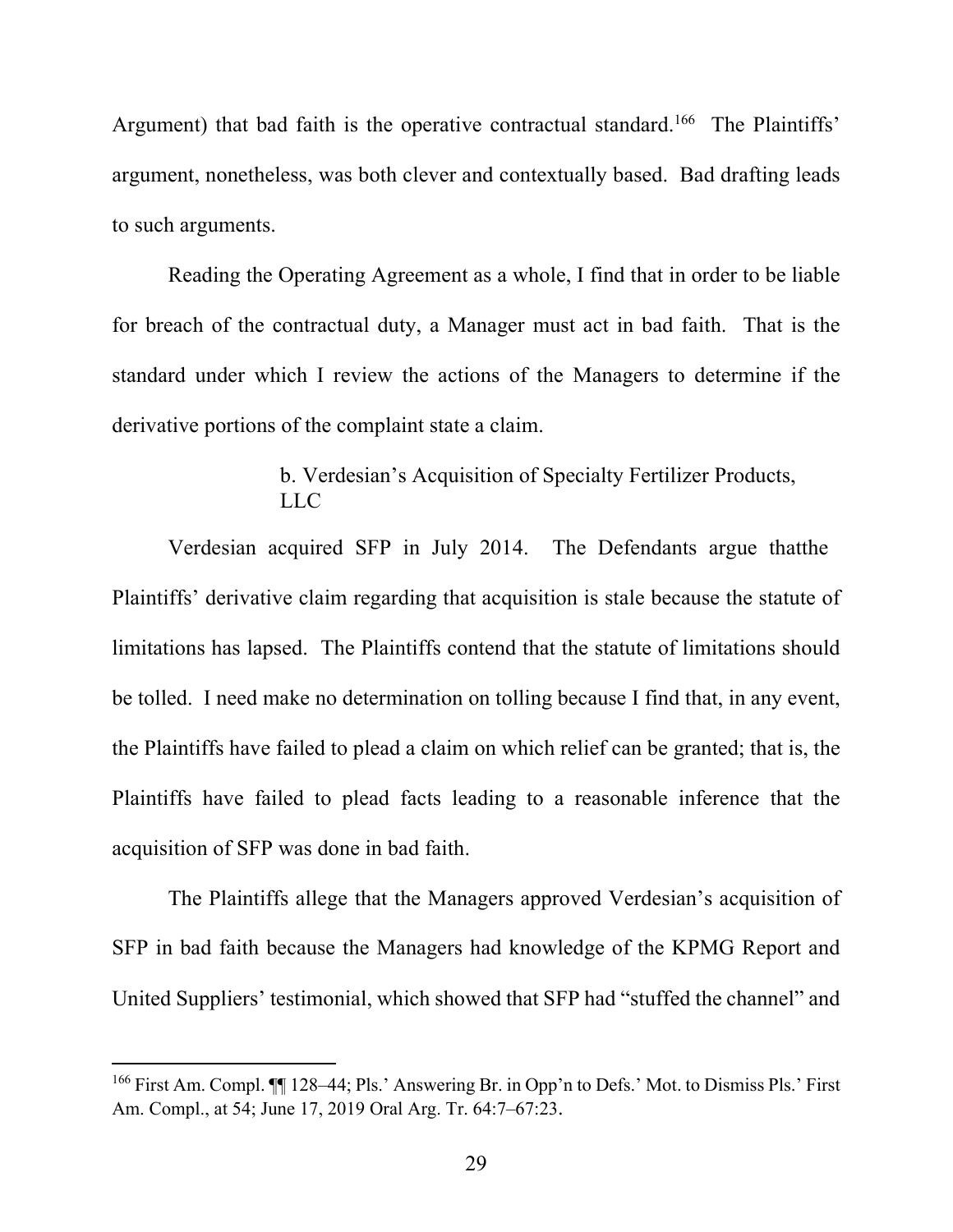Argument) that bad faith is the operative contractual standard.[166] The Plaintiffs' argument, nonetheless, was both clever and contextually based. Bad drafting leads to such arguments.

Reading the Operating Agreement as a whole, I find that in order to be liable for breach of the contractual duty, a Manager must act in bad faith. That is the standard under which I review the actions of the Managers to determine if the derivative portions of the complaint state a claim.

#### b. Verdesian's Acquisition of Specialty Fertilizer Products, LLC

Verdesian acquired SFP in July 2014. The Defendants argue thatthe Plaintiffs' derivative claim regarding that acquisition is stale because the statute of limitations has lapsed. The Plaintiffs contend that the statute of limitations should be tolled. I need make no determination on tolling because I find that, in any event, the Plaintiffs have failed to plead a claim on which relief can be granted; that is, the Plaintiffs have failed to plead facts leading to a reasonable inference that the acquisition of SFP was done in bad faith.

The Plaintiffs allege that the Managers approved Verdesian's acquisition of SFP in bad faith because the Managers had knowledge of the KPMG Report and United Suppliers' testimonial, which showed that SFP had "stuffed the channel" and

---

[166] First Am. Compl. ¶¶ 128–44; Pls.' Answering Br. in Opp'n to Defs.' Mot. to Dismiss Pls.' First Am. Compl., at 54; June 17, 2019 Oral Arg. Tr. 64:7–67:23.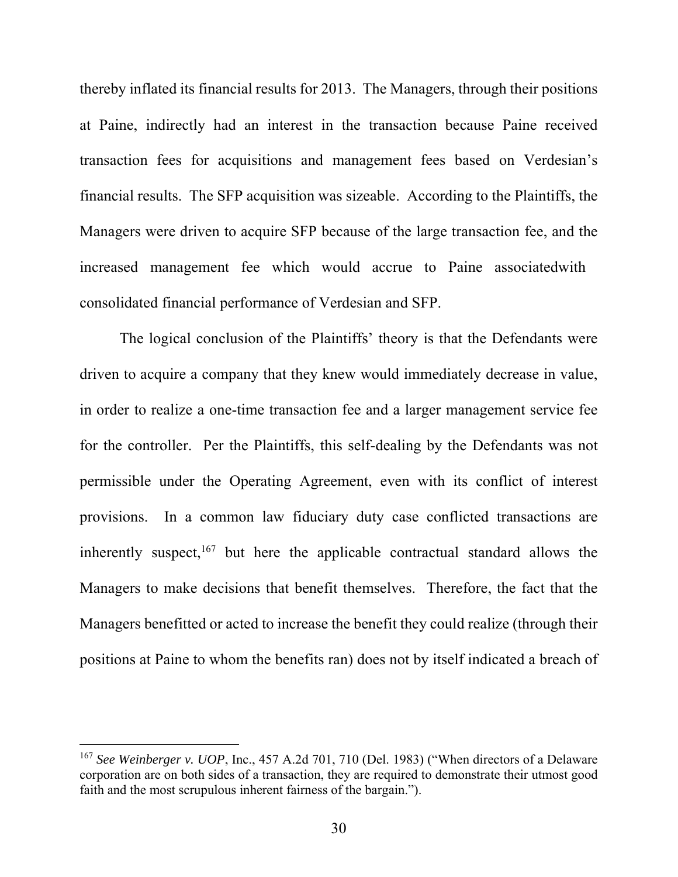thereby inflated its financial results for 2013. The Managers, through their positions at Paine, indirectly had an interest in the transaction because Paine received transaction fees for acquisitions and management fees based on Verdesian's financial results. The SFP acquisition was sizeable. According to the Plaintiffs, the Managers were driven to acquire SFP because of the large transaction fee, and the increased management fee which would accrue to Paine associatedwith consolidated financial performance of Verdesian and SFP.

The logical conclusion of the Plaintiffs' theory is that the Defendants were driven to acquire a company that they knew would immediately decrease in value, in order to realize a one-time transaction fee and a larger management service fee for the controller. Per the Plaintiffs, this self-dealing by the Defendants was not permissible under the Operating Agreement, even with its conflict of interest provisions. In a common law fiduciary duty case conflicted transactions are inherently suspect,[167] but here the applicable contractual standard allows the Managers to make decisions that benefit themselves. Therefore, the fact that the Managers benefitted or acted to increase the benefit they could realize (through their positions at Paine to whom the benefits ran) does not by itself indicated a breach of

---

[167] *See Weinberger v. UOP*, Inc., 457 A.2d 701, 710 (Del. 1983) ("When directors of a Delaware corporation are on both sides of a transaction, they are required to demonstrate their utmost good faith and the most scrupulous inherent fairness of the bargain.").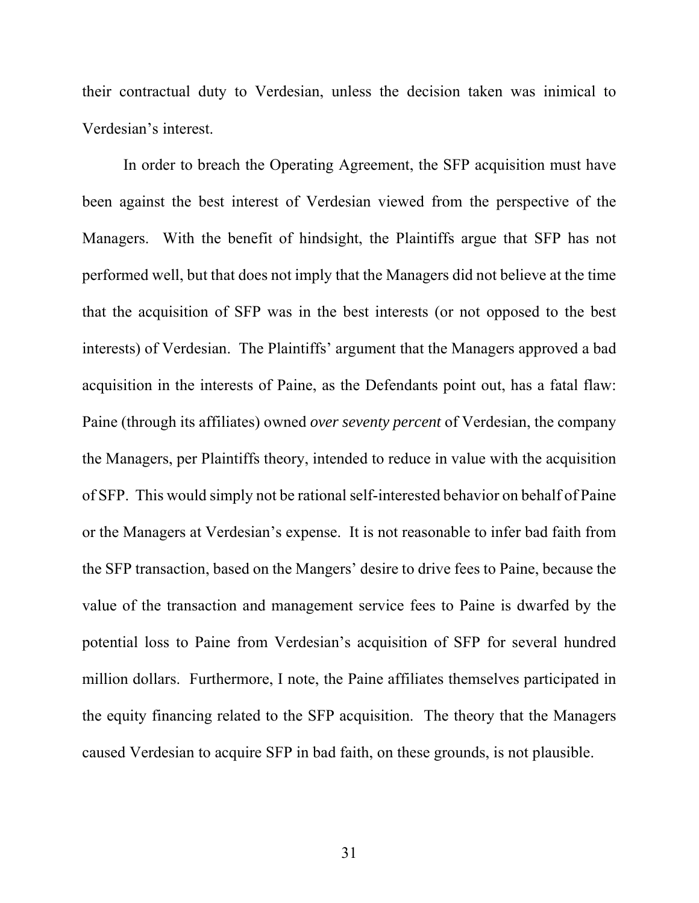their contractual duty to Verdesian, unless the decision taken was inimical to Verdesian's interest.

In order to breach the Operating Agreement, the SFP acquisition must have been against the best interest of Verdesian viewed from the perspective of the Managers. With the benefit of hindsight, the Plaintiffs argue that SFP has not performed well, but that does not imply that the Managers did not believe at the time that the acquisition of SFP was in the best interests (or not opposed to the best interests) of Verdesian. The Plaintiffs' argument that the Managers approved a bad acquisition in the interests of Paine, as the Defendants point out, has a fatal flaw: Paine (through its affiliates) owned *over seventy percent* of Verdesian, the company the Managers, per Plaintiffs theory, intended to reduce in value with the acquisition of SFP. This would simply not be rational self-interested behavior on behalf of Paine or the Managers at Verdesian's expense. It is not reasonable to infer bad faith from the SFP transaction, based on the Mangers' desire to drive fees to Paine, because the value of the transaction and management service fees to Paine is dwarfed by the potential loss to Paine from Verdesian's acquisition of SFP for several hundred million dollars. Furthermore, I note, the Paine affiliates themselves participated in the equity financing related to the SFP acquisition. The theory that the Managers caused Verdesian to acquire SFP in bad faith, on these grounds, is not plausible.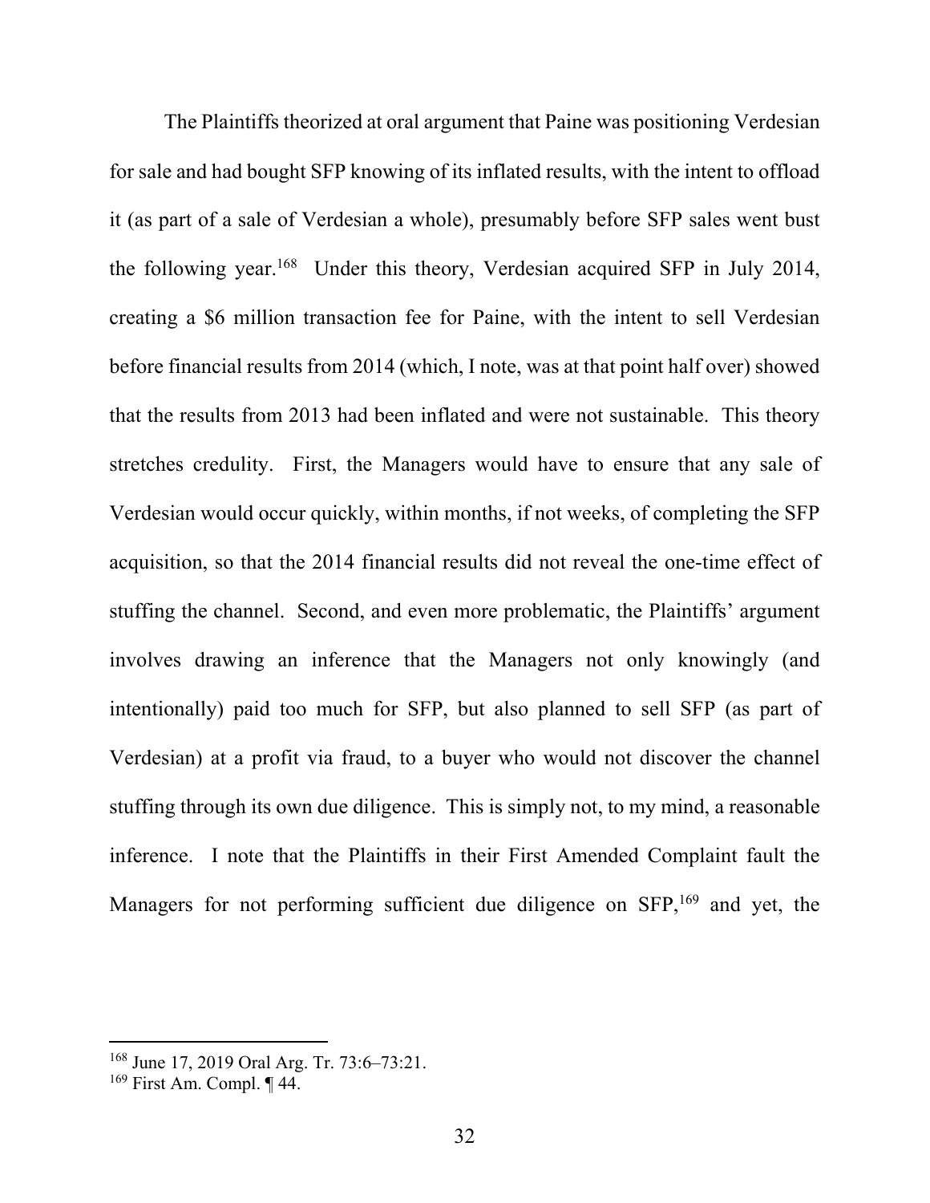The Plaintiffs theorized at oral argument that Paine was positioning Verdesian for sale and had bought SFP knowing of its inflated results, with the intent to offload it (as part of a sale of Verdesian a whole), presumably before SFP sales went bust the following year.[168] Under this theory, Verdesian acquired SFP in July 2014, creating a $6 million transaction fee for Paine, with the intent to sell Verdesian before financial results from 2014 (which, I note, was at that point half over) showed that the results from 2013 had been inflated and were not sustainable. This theory stretches credulity. First, the Managers would have to ensure that any sale of Verdesian would occur quickly, within months, if not weeks, of completing the SFP acquisition, so that the 2014 financial results did not reveal the one-time effect of stuffing the channel. Second, and even more problematic, the Plaintiffs' argument involves drawing an inference that the Managers not only knowingly (and intentionally) paid too much for SFP, but also planned to sell SFP (as part of Verdesian) at a profit via fraud, to a buyer who would not discover the channel stuffing through its own due diligence. This is simply not, to my mind, a reasonable inference. I note that the Plaintiffs in their First Amended Complaint fault the Managers for not performing sufficient due diligence on SFP,[169] and yet, the

---

[168] June 17, 2019 Oral Arg. Tr. 73:6–73:21.

[169] First Am. Compl. ¶ 44.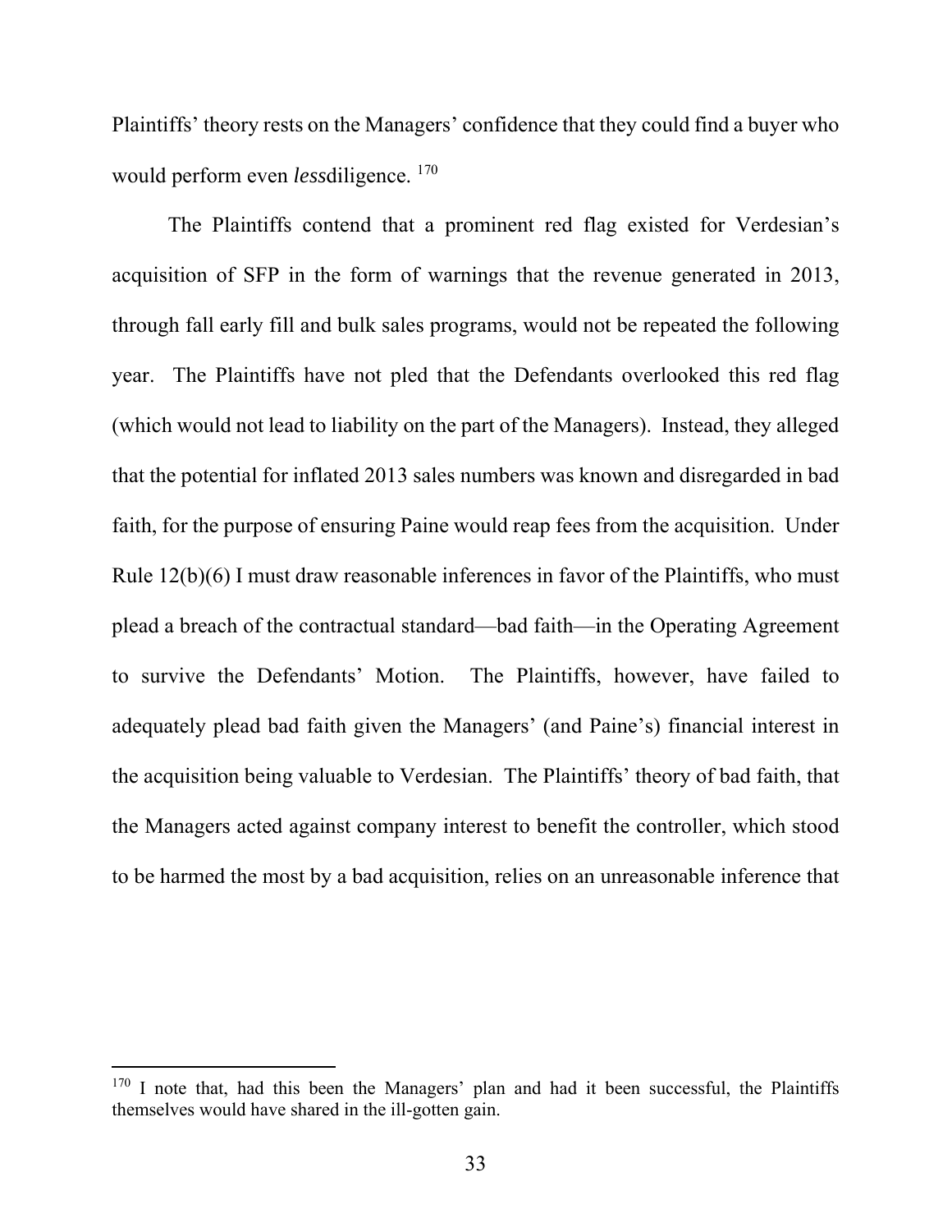Plaintiffs' theory rests on the Managers' confidence that they could find a buyer who would perform even *less* diligence.[170]

The Plaintiffs contend that a prominent red flag existed for Verdesian's acquisition of SFP in the form of warnings that the revenue generated in 2013, through fall early fill and bulk sales programs, would not be repeated the following year. The Plaintiffs have not pled that the Defendants overlooked this red flag (which would not lead to liability on the part of the Managers). Instead, they alleged that the potential for inflated 2013 sales numbers was known and disregarded in bad faith, for the purpose of ensuring Paine would reap fees from the acquisition. Under Rule 12(b)(6) I must draw reasonable inferences in favor of the Plaintiffs, who must plead a breach of the contractual standard—bad faith—in the Operating Agreement to survive the Defendants' Motion. The Plaintiffs, however, have failed to adequately plead bad faith given the Managers' (and Paine's) financial interest in the acquisition being valuable to Verdesian. The Plaintiffs' theory of bad faith, that the Managers acted against company interest to benefit the controller, which stood to be harmed the most by a bad acquisition, relies on an unreasonable inference that

---

[170] I note that, had this been the Managers' plan and had it been successful, the Plaintiffs themselves would have shared in the ill-gotten gain.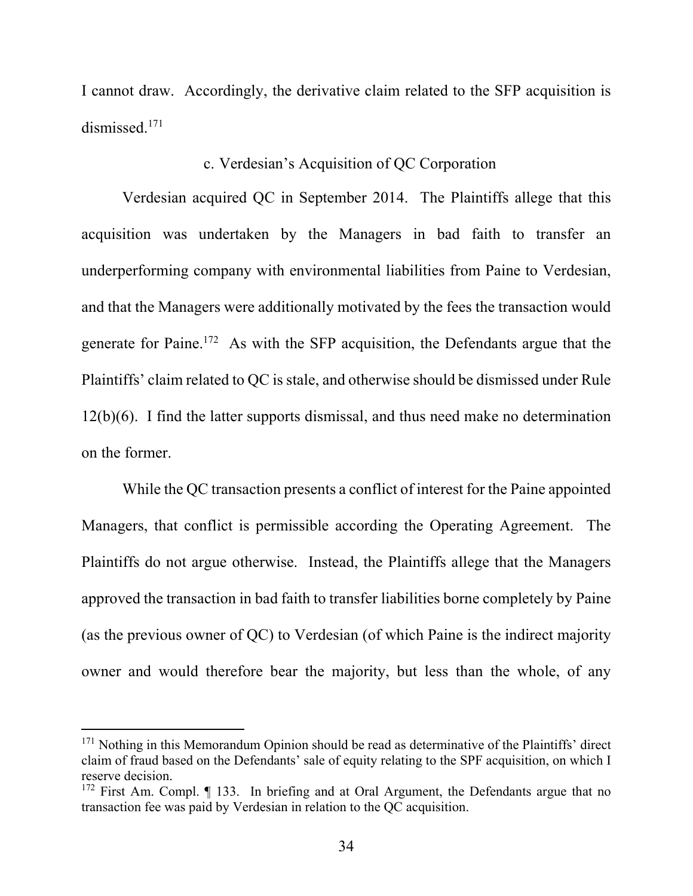I cannot draw. Accordingly, the derivative claim related to the SFP acquisition is dismissed.[171]

c. Verdesian's Acquisition of QC Corporation

Verdesian acquired QC in September 2014. The Plaintiffs allege that this acquisition was undertaken by the Managers in bad faith to transfer an underperforming company with environmental liabilities from Paine to Verdesian, and that the Managers were additionally motivated by the fees the transaction would generate for Paine.[172] As with the SFP acquisition, the Defendants argue that the Plaintiffs' claim related to QC is stale, and otherwise should be dismissed under Rule 12(b)(6). I find the latter supports dismissal, and thus need make no determination on the former.

While the QC transaction presents a conflict of interest for the Paine appointed Managers, that conflict is permissible according the Operating Agreement. The Plaintiffs do not argue otherwise. Instead, the Plaintiffs allege that the Managers approved the transaction in bad faith to transfer liabilities borne completely by Paine (as the previous owner of QC) to Verdesian (of which Paine is the indirect majority owner and would therefore bear the majority, but less than the whole, of any

---

[171] Nothing in this Memorandum Opinion should be read as determinative of the Plaintiffs' direct claim of fraud based on the Defendants' sale of equity relating to the SPF acquisition, on which I reserve decision.

[172] First Am. Compl. ¶ 133. In briefing and at Oral Argument, the Defendants argue that no transaction fee was paid by Verdesian in relation to the QC acquisition.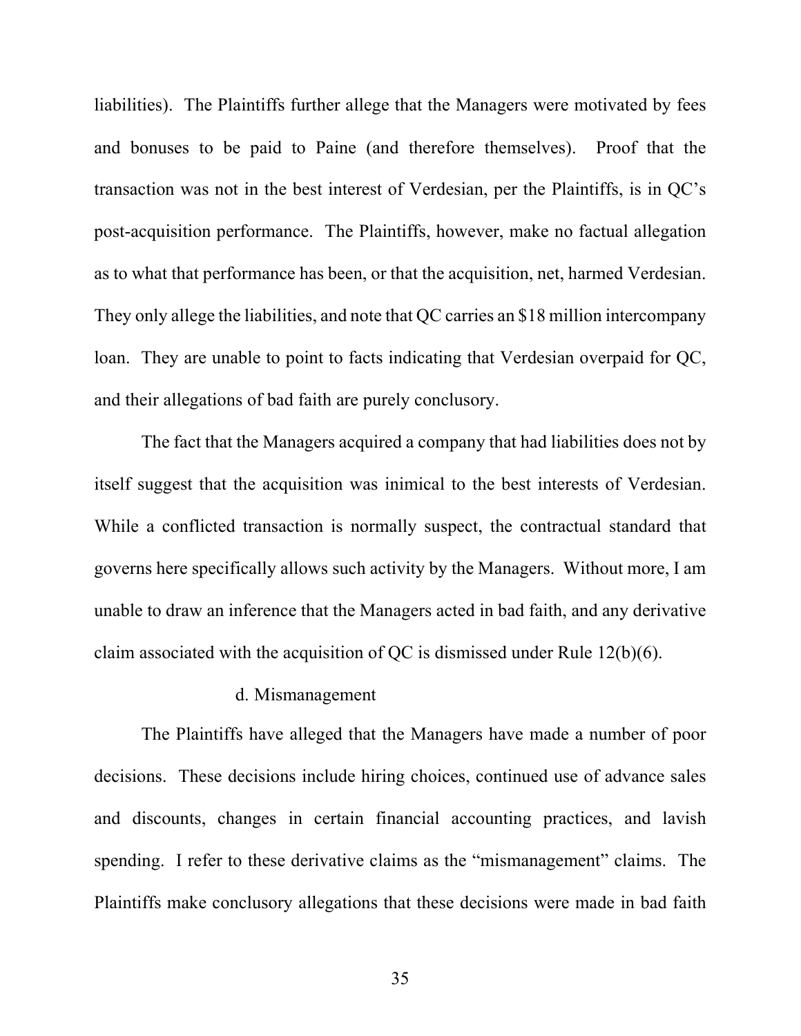liabilities). The Plaintiffs further allege that the Managers were motivated by fees and bonuses to be paid to Paine (and therefore themselves). Proof that the transaction was not in the best interest of Verdesian, per the Plaintiffs, is in QC's post-acquisition performance. The Plaintiffs, however, make no factual allegation as to what that performance has been, or that the acquisition, net, harmed Verdesian. They only allege the liabilities, and note that QC carries an $18 million intercompany loan. They are unable to point to facts indicating that Verdesian overpaid for QC, and their allegations of bad faith are purely conclusory.

The fact that the Managers acquired a company that had liabilities does not by itself suggest that the acquisition was inimical to the best interests of Verdesian. While a conflicted transaction is normally suspect, the contractual standard that governs here specifically allows such activity by the Managers. Without more, I am unable to draw an inference that the Managers acted in bad faith, and any derivative claim associated with the acquisition of QC is dismissed under Rule 12(b)(6).

#### d. Mismanagement

The Plaintiffs have alleged that the Managers have made a number of poor decisions. These decisions include hiring choices, continued use of advance sales and discounts, changes in certain financial accounting practices, and lavish spending. I refer to these derivative claims as the "mismanagement" claims. The Plaintiffs make conclusory allegations that these decisions were made in bad faith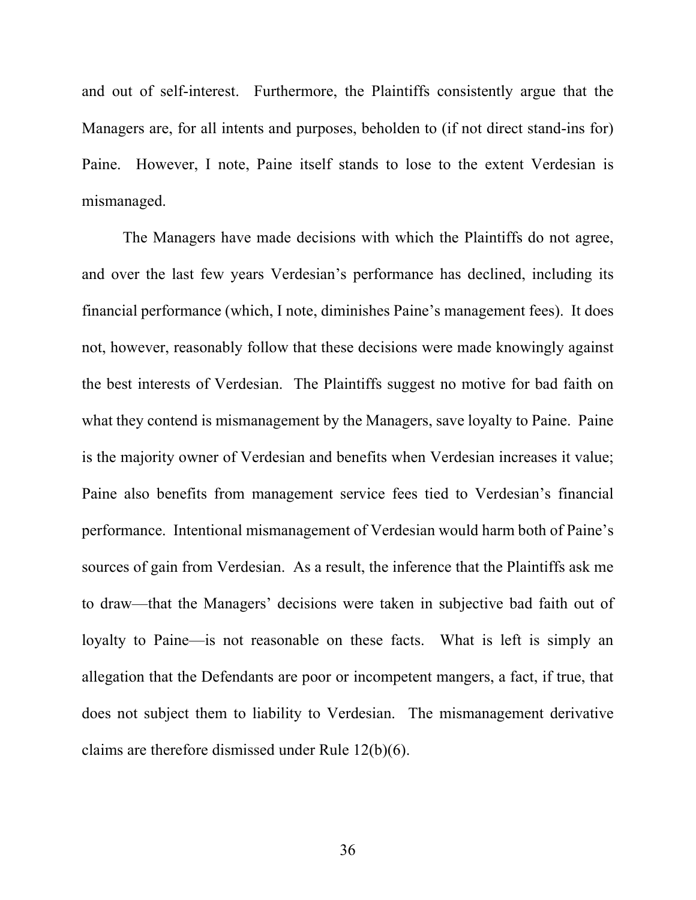and out of self-interest. Furthermore, the Plaintiffs consistently argue that the Managers are, for all intents and purposes, beholden to (if not direct stand-ins for) Paine. However, I note, Paine itself stands to lose to the extent Verdesian is mismanaged.

The Managers have made decisions with which the Plaintiffs do not agree, and over the last few years Verdesian's performance has declined, including its financial performance (which, I note, diminishes Paine's management fees). It does not, however, reasonably follow that these decisions were made knowingly against the best interests of Verdesian. The Plaintiffs suggest no motive for bad faith on what they contend is mismanagement by the Managers, save loyalty to Paine. Paine is the majority owner of Verdesian and benefits when Verdesian increases it value; Paine also benefits from management service fees tied to Verdesian's financial performance. Intentional mismanagement of Verdesian would harm both of Paine's sources of gain from Verdesian. As a result, the inference that the Plaintiffs ask me to draw—that the Managers' decisions were taken in subjective bad faith out of loyalty to Paine—is not reasonable on these facts. What is left is simply an allegation that the Defendants are poor or incompetent mangers, a fact, if true, that does not subject them to liability to Verdesian. The mismanagement derivative claims are therefore dismissed under Rule 12(b)(6).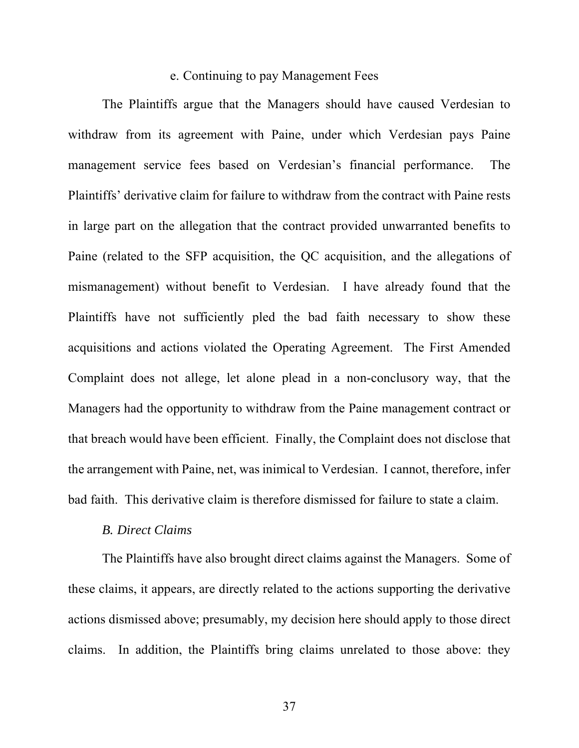e. Continuing to pay Management Fees

The Plaintiffs argue that the Managers should have caused Verdesian to withdraw from its agreement with Paine, under which Verdesian pays Paine management service fees based on Verdesian's financial performance. The Plaintiffs' derivative claim for failure to withdraw from the contract with Paine rests in large part on the allegation that the contract provided unwarranted benefits to Paine (related to the SFP acquisition, the QC acquisition, and the allegations of mismanagement) without benefit to Verdesian. I have already found that the Plaintiffs have not sufficiently pled the bad faith necessary to show these acquisitions and actions violated the Operating Agreement. The First Amended Complaint does not allege, let alone plead in a non-conclusory way, that the Managers had the opportunity to withdraw from the Paine management contract or that breach would have been efficient. Finally, the Complaint does not disclose that the arrangement with Paine, net, was inimical to Verdesian. I cannot, therefore, infer bad faith. This derivative claim is therefore dismissed for failure to state a claim.

*B. Direct Claims*

The Plaintiffs have also brought direct claims against the Managers. Some of these claims, it appears, are directly related to the actions supporting the derivative actions dismissed above; presumably, my decision here should apply to those direct claims. In addition, the Plaintiffs bring claims unrelated to those above: they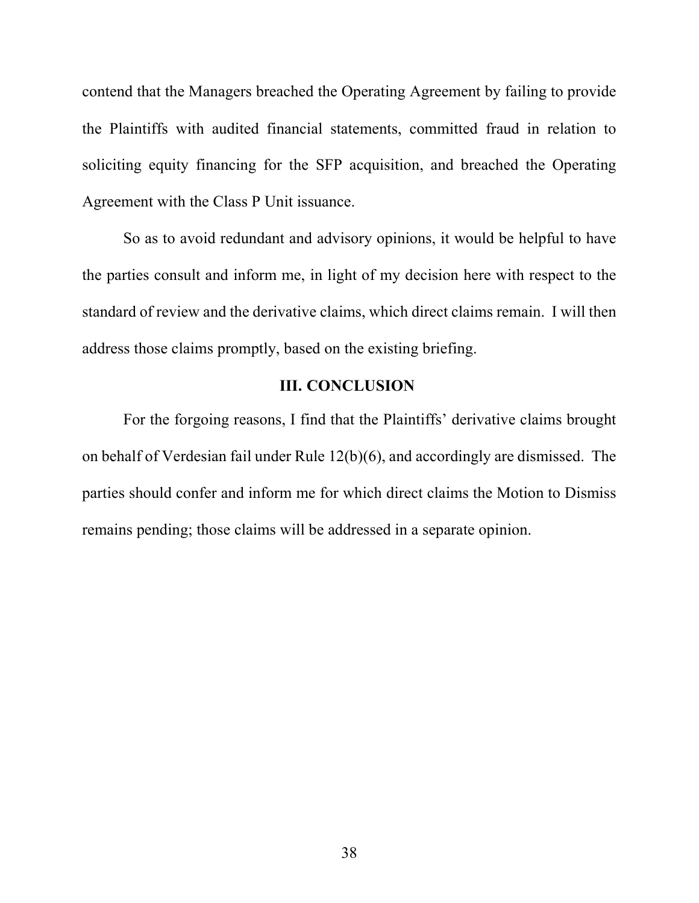contend that the Managers breached the Operating Agreement by failing to provide the Plaintiffs with audited financial statements, committed fraud in relation to soliciting equity financing for the SFP acquisition, and breached the Operating Agreement with the Class P Unit issuance.

So as to avoid redundant and advisory opinions, it would be helpful to have the parties consult and inform me, in light of my decision here with respect to the standard of review and the derivative claims, which direct claims remain. I will then address those claims promptly, based on the existing briefing.

## III. CONCLUSION

For the forgoing reasons, I find that the Plaintiffs' derivative claims brought on behalf of Verdesian fail under Rule 12(b)(6), and accordingly are dismissed. The parties should confer and inform me for which direct claims the Motion to Dismiss remains pending; those claims will be addressed in a separate opinion.